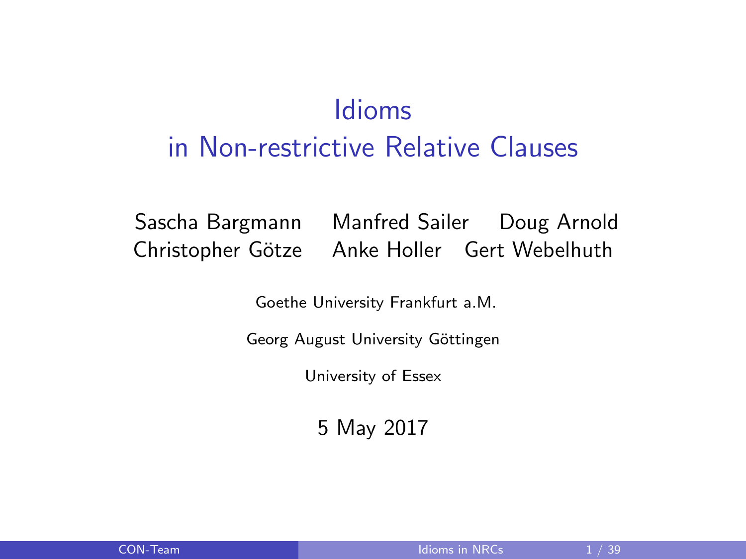# Idioms in Non-restrictive Relative Clauses

Sascha Bargmann  Manfred Sailer  Doug Arnold
Christopher Götze  Anke Holler  Gert Webelhuth

Goethe University Frankfurt a.M.

Georg August University Göttingen

University of Essex

5 May 2017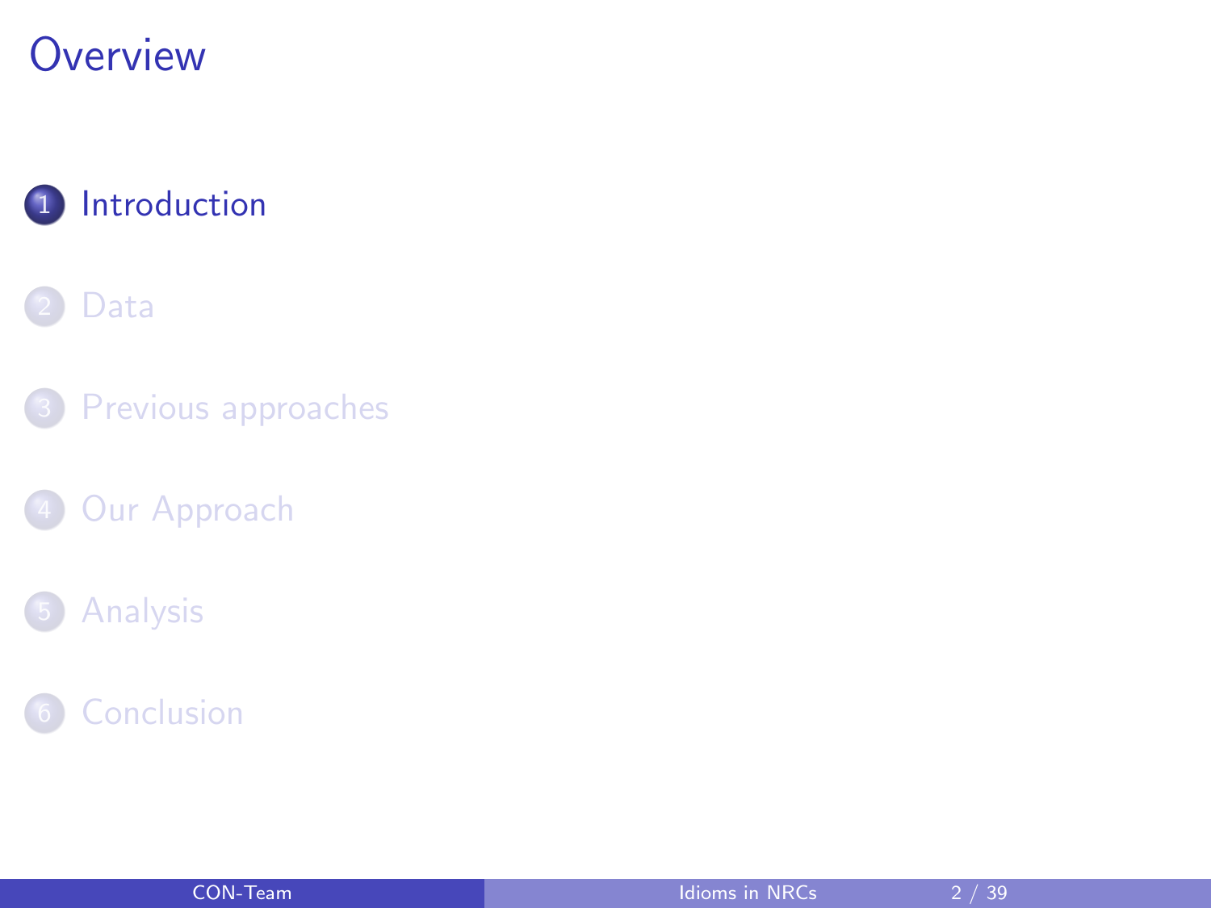# Overview

1. Introduction
2. Data
3. Previous approaches
4. Our Approach
5. Analysis
6. Conclusion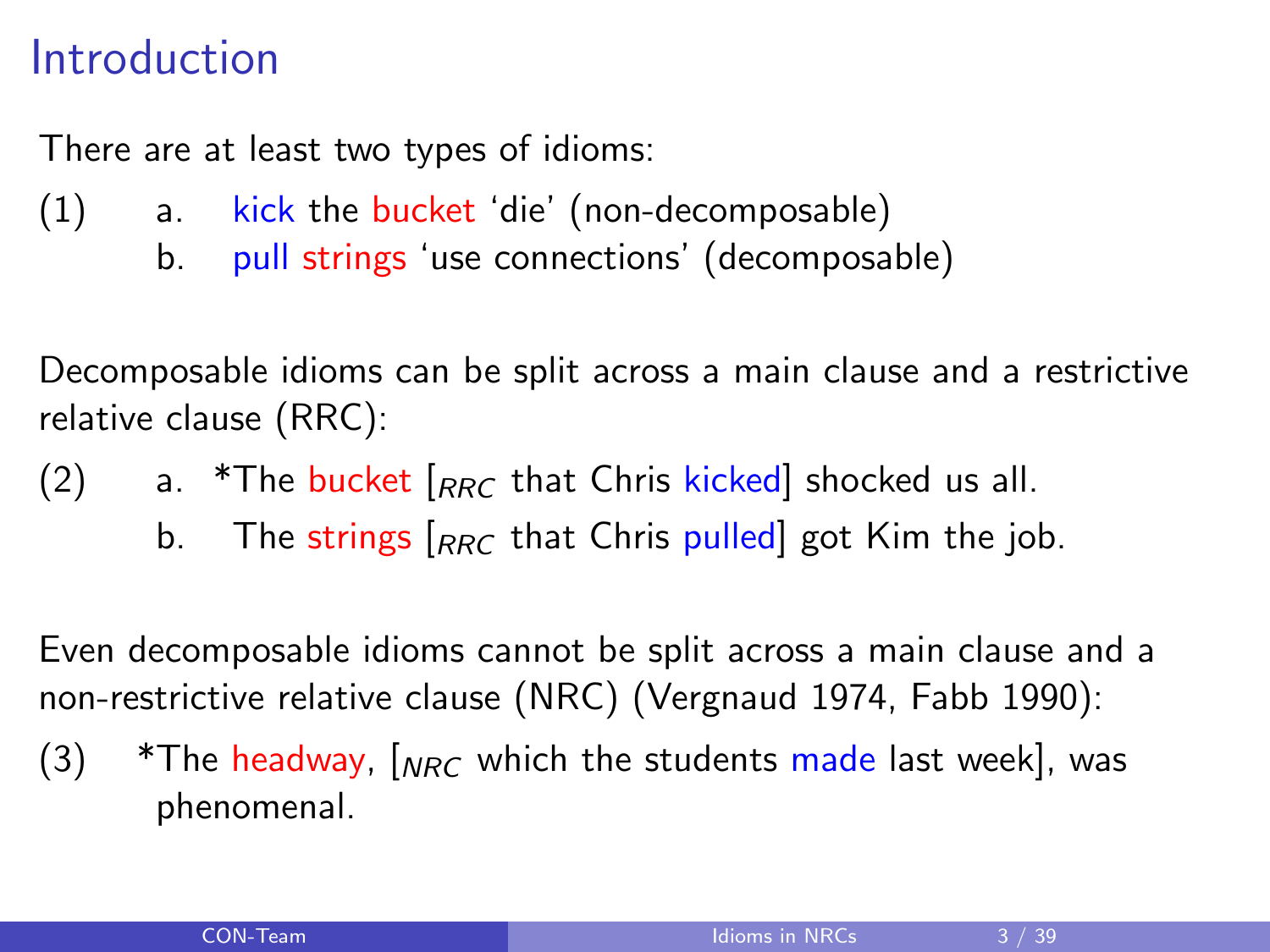# Introduction

There are at least two types of idioms:

(1) a. kick the bucket 'die' (non-decomposable)
    b. pull strings 'use connections' (decomposable)

Decomposable idioms can be split across a main clause and a restrictive relative clause (RRC):

(2) a. *The bucket [$_{RRC}$ that Chris kicked] shocked us all.
    b. The strings [$_{RRC}$ that Chris pulled] got Kim the job.

Even decomposable idioms cannot be split across a main clause and a non-restrictive relative clause (NRC) (Vergnaud 1974, Fabb 1990):

(3) *The headway, [$_{NRC}$ which the students made last week], was phenomenal.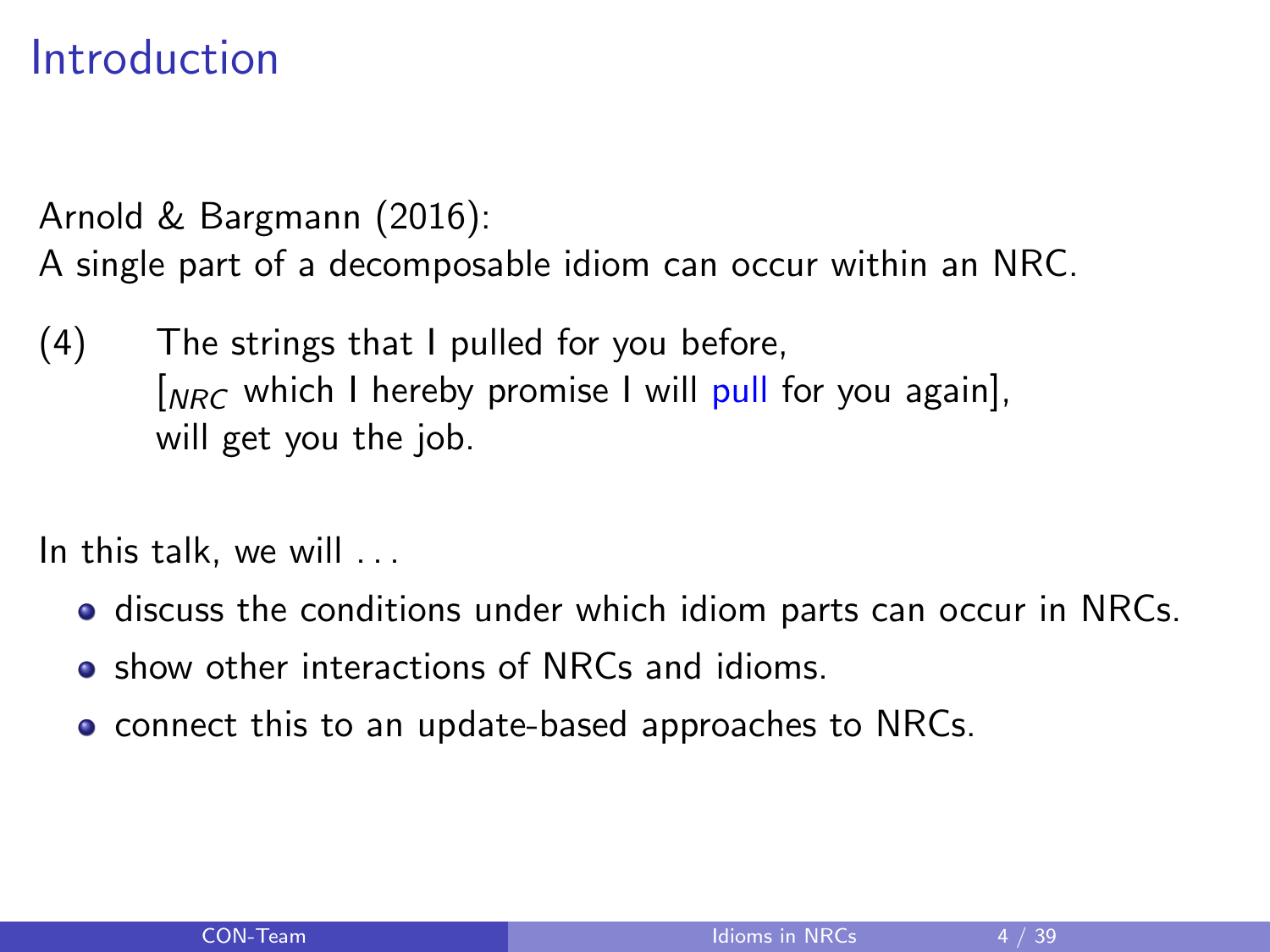# Introduction

Arnold & Bargmann (2016):
A single part of a decomposable idiom can occur within an NRC.

(4) The strings that I pulled for you before,
[$_{NRC}$ which I hereby promise I will pull for you again],
will get you the job.

In this talk, we will . . .

- discuss the conditions under which idiom parts can occur in NRCs.
- show other interactions of NRCs and idioms.
- connect this to an update-based approaches to NRCs.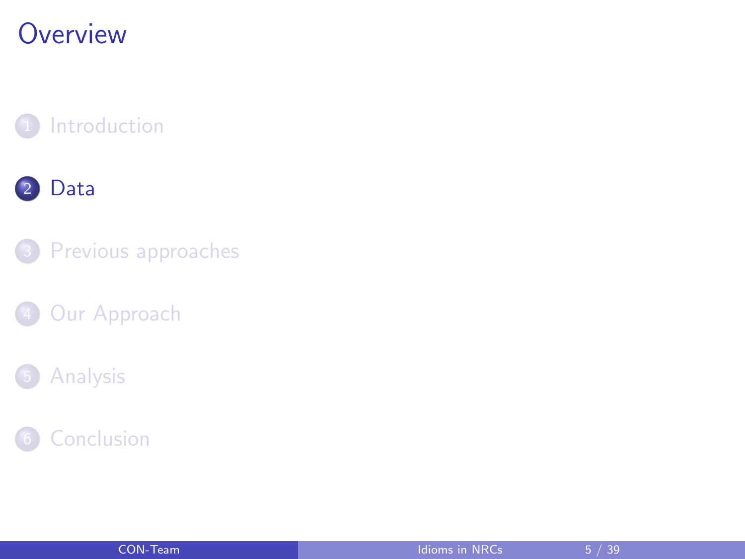# Overview

1. Introduction
2. **Data**
3. Previous approaches
4. Our Approach
5. Analysis
6. Conclusion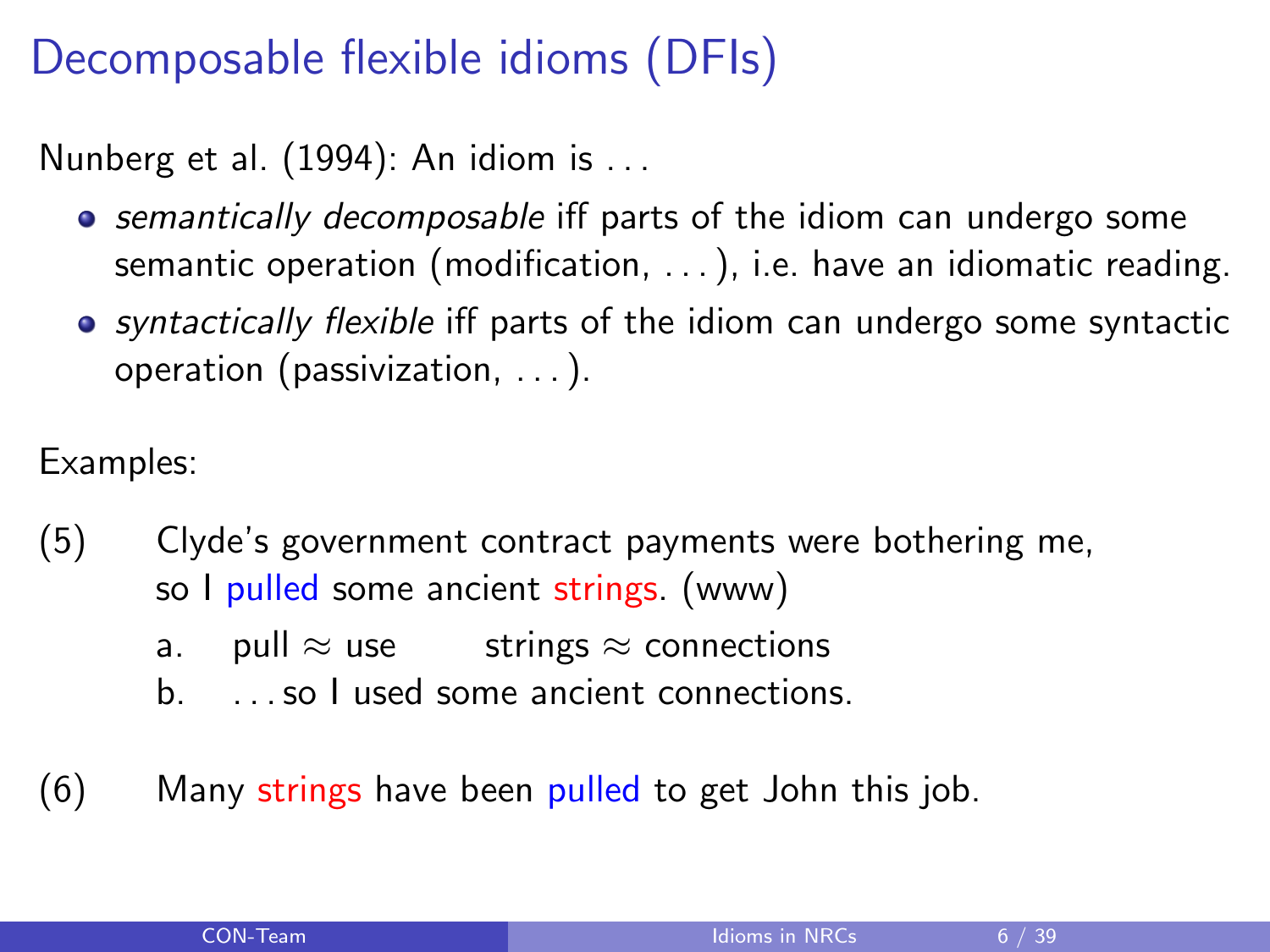# Decomposable flexible idioms (DFIs)

Nunberg et al. (1994): An idiom is . . .

- *semantically decomposable* iff parts of the idiom can undergo some semantic operation (modification, . . . ), i.e. have an idiomatic reading.
- *syntactically flexible* iff parts of the idiom can undergo some syntactic operation (passivization, . . . ).

Examples:

(5) Clyde's government contract payments were bothering me, so I pulled some ancient strings. (www)

  a. pull $\approx$ use   strings $\approx$ connections

  b. . . . so I used some ancient connections.

(6) Many strings have been pulled to get John this job.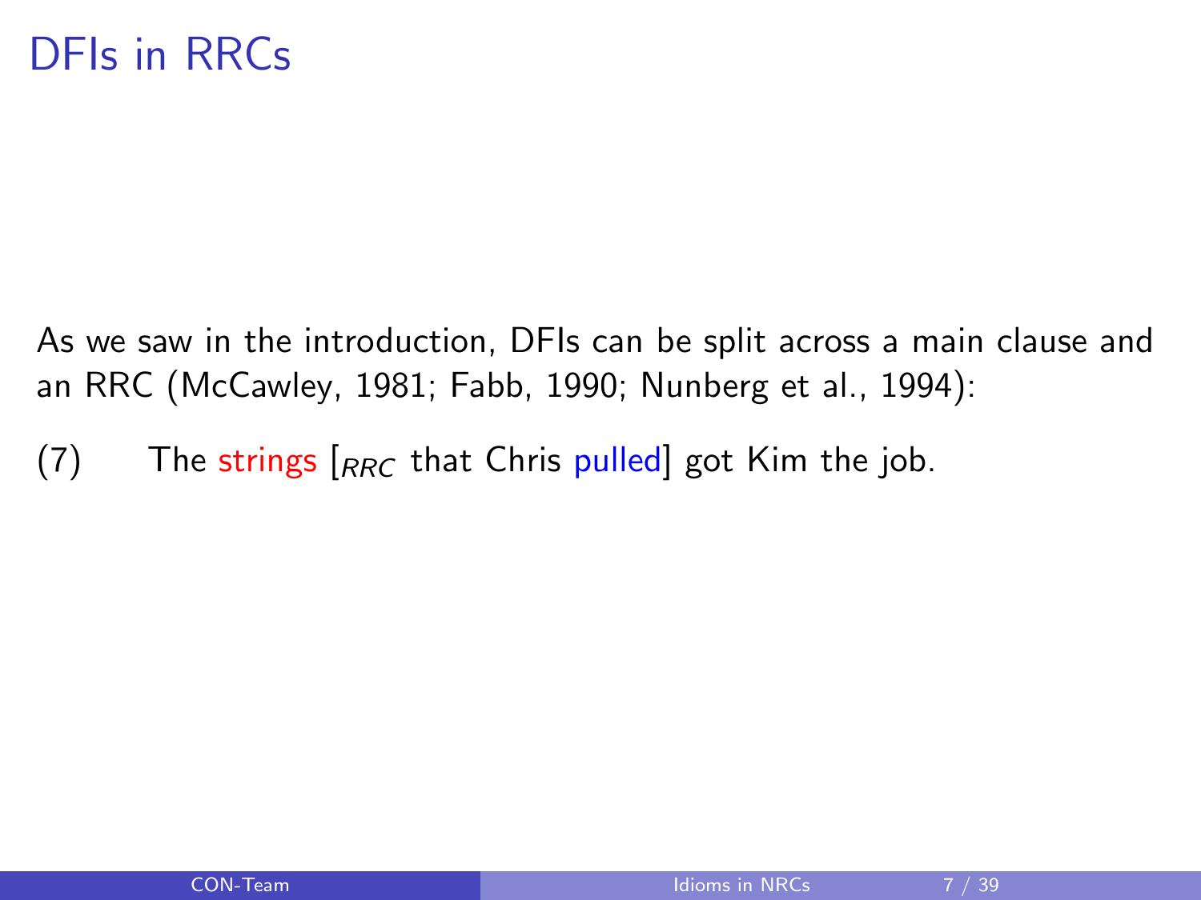# DFIs in RRCs

As we saw in the introduction, DFIs can be split across a main clause and an RRC (McCawley, 1981; Fabb, 1990; Nunberg et al., 1994):

(7) The strings [$_{RRC}$ that Chris pulled] got Kim the job.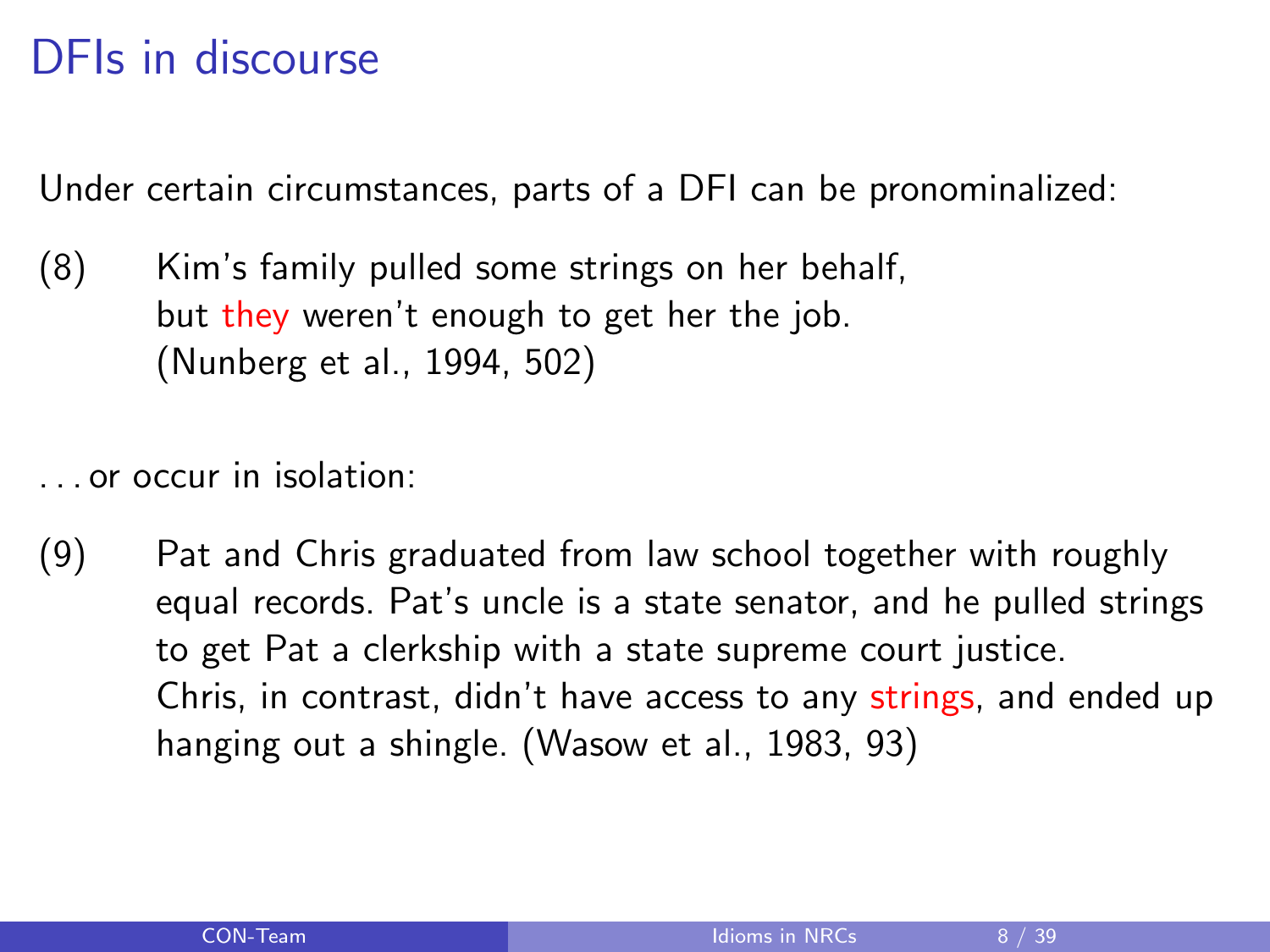# DFIs in discourse

Under certain circumstances, parts of a DFI can be pronominalized:

(8) Kim's family pulled some strings on her behalf,
but they weren't enough to get her the job.
(Nunberg et al., 1994, 502)

. . . or occur in isolation:

(9) Pat and Chris graduated from law school together with roughly equal records. Pat's uncle is a state senator, and he pulled strings to get Pat a clerkship with a state supreme court justice.
Chris, in contrast, didn't have access to any strings, and ended up hanging out a shingle. (Wasow et al., 1983, 93)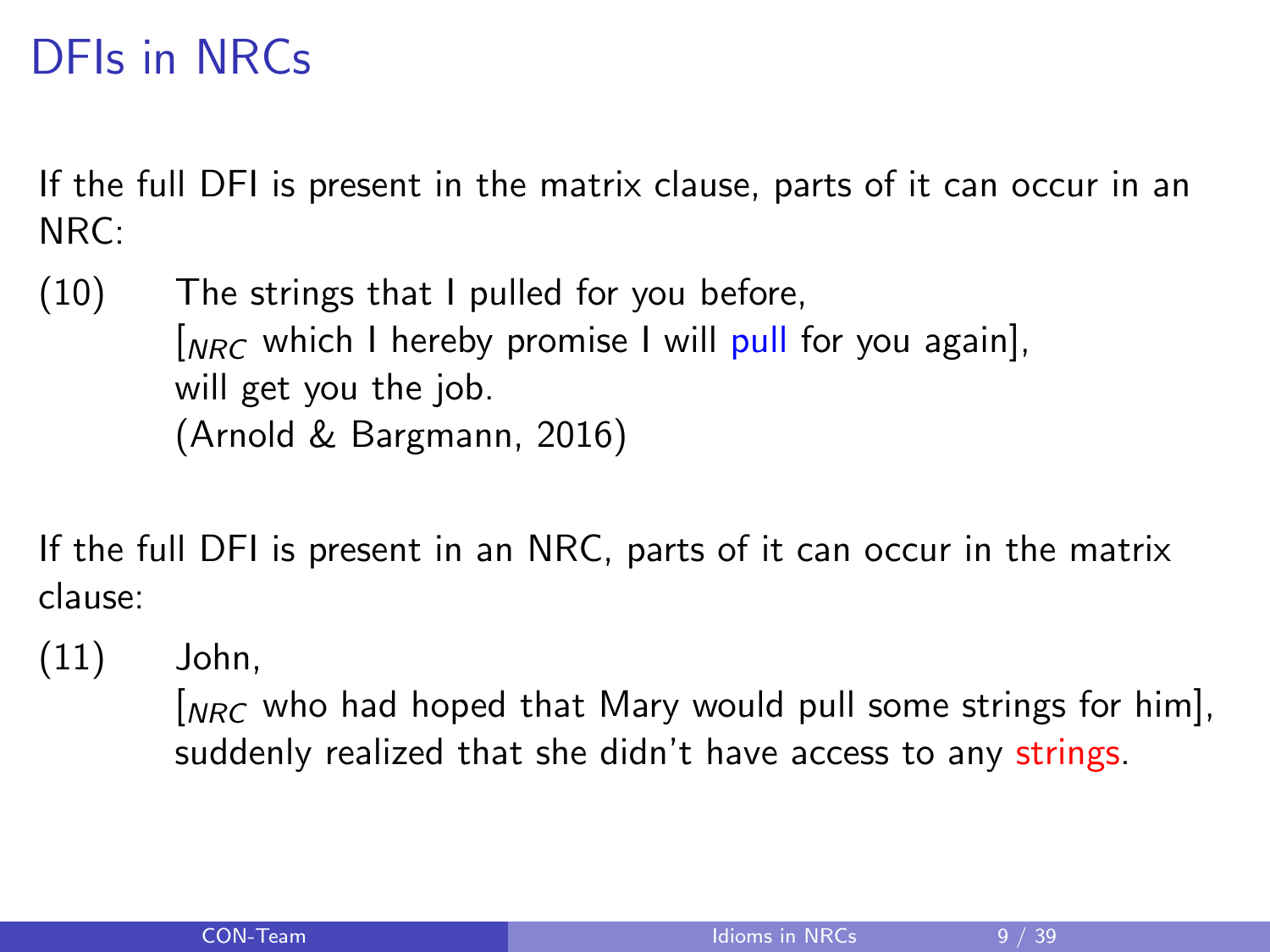# DFIs in NRCs

If the full DFI is present in the matrix clause, parts of it can occur in an NRC:

(10) The strings that I pulled for you before,
 [$_{NRC}$ which I hereby promise I will pull for you again],
 will get you the job.
 (Arnold & Bargmann, 2016)

If the full DFI is present in an NRC, parts of it can occur in the matrix clause:

(11) John,
 [$_{NRC}$ who had hoped that Mary would pull some strings for him],
 suddenly realized that she didn't have access to any strings.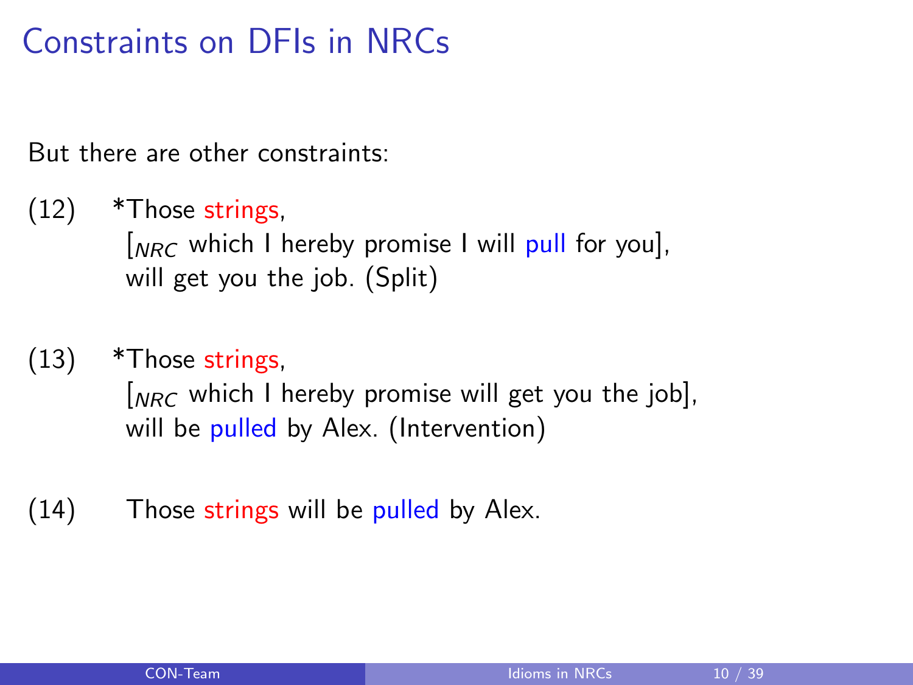# Constraints on DFIs in NRCs

But there are other constraints:

(12) *Those strings,
  [$_{NRC}$ which I hereby promise I will pull for you],
  will get you the job. (Split)

(13) *Those strings,
  [$_{NRC}$ which I hereby promise will get you the job],
  will be pulled by Alex. (Intervention)

(14) Those strings will be pulled by Alex.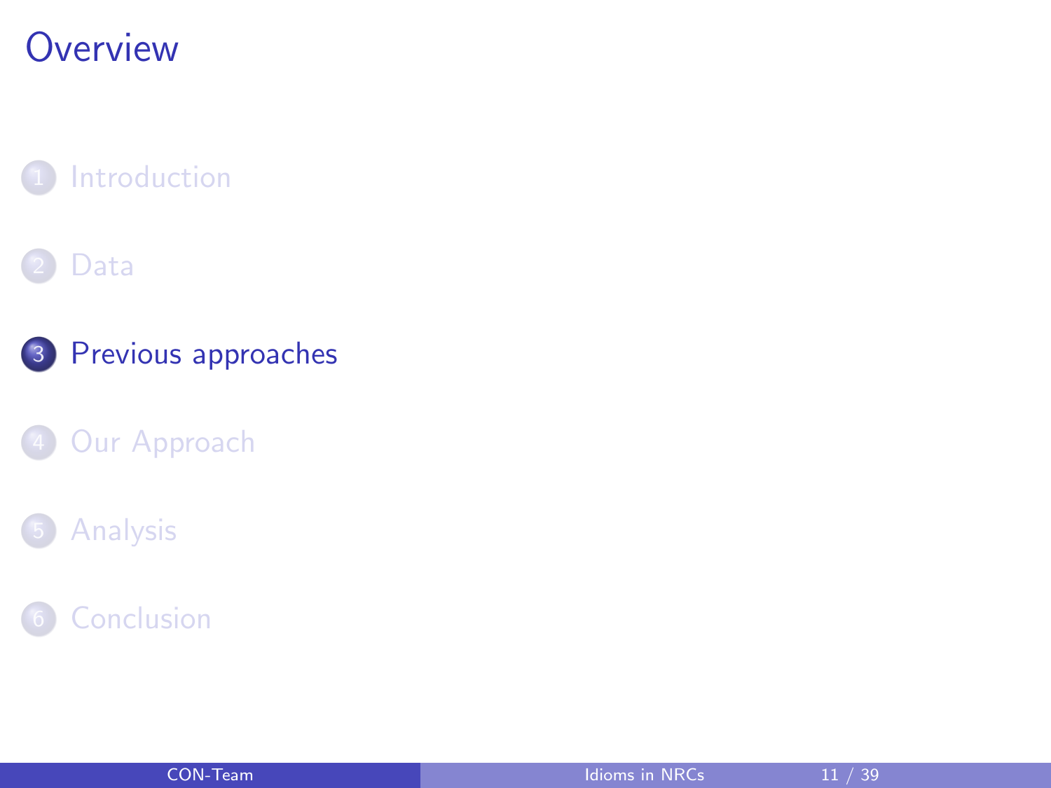# Overview

1. Introduction
2. Data
3. Previous approaches
4. Our Approach
5. Analysis
6. Conclusion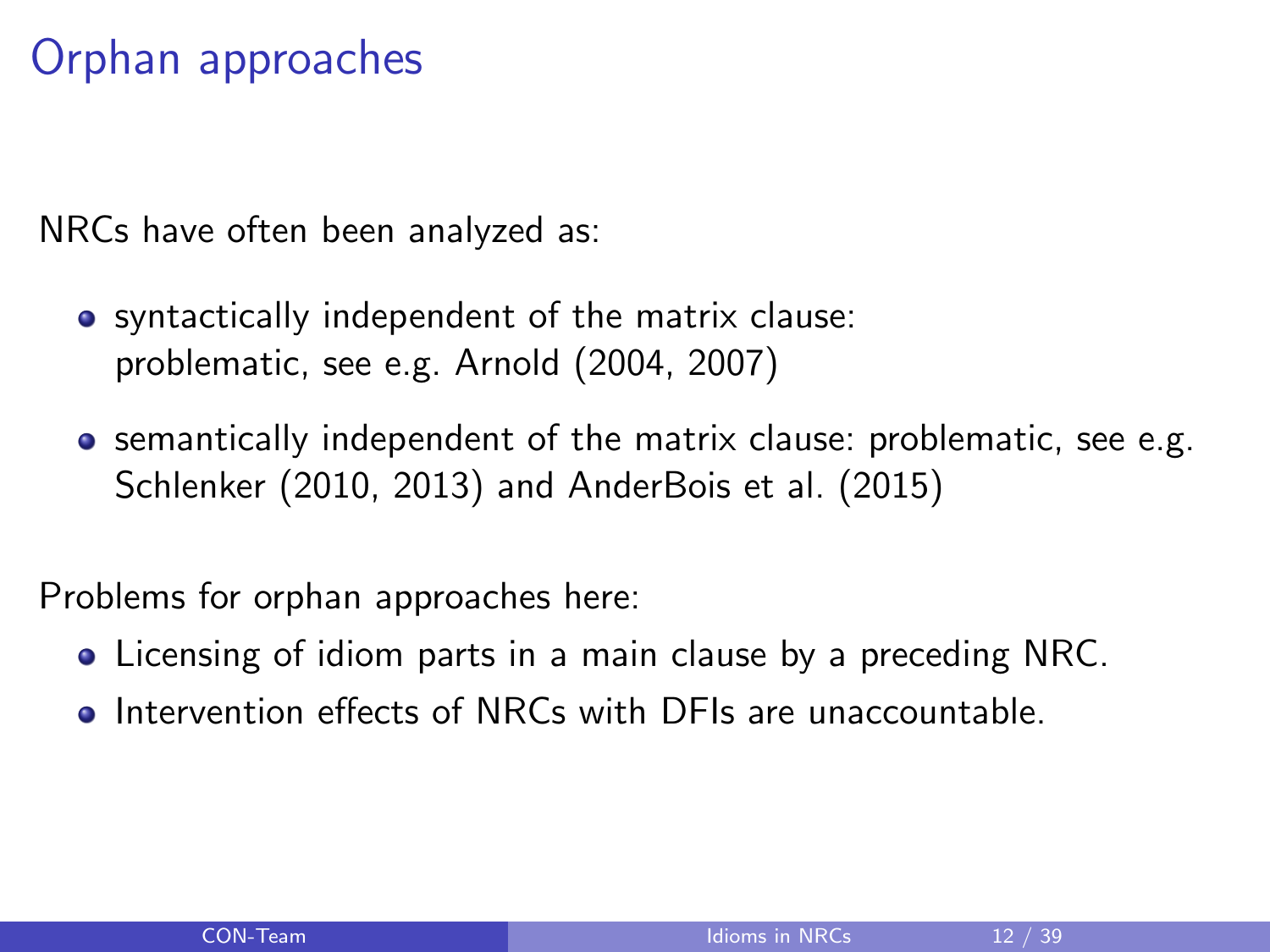# Orphan approaches

NRCs have often been analyzed as:

- syntactically independent of the matrix clause: problematic, see e.g. Arnold (2004, 2007)
- semantically independent of the matrix clause: problematic, see e.g. Schlenker (2010, 2013) and AnderBois et al. (2015)

Problems for orphan approaches here:

- Licensing of idiom parts in a main clause by a preceding NRC.
- Intervention effects of NRCs with DFIs are unaccountable.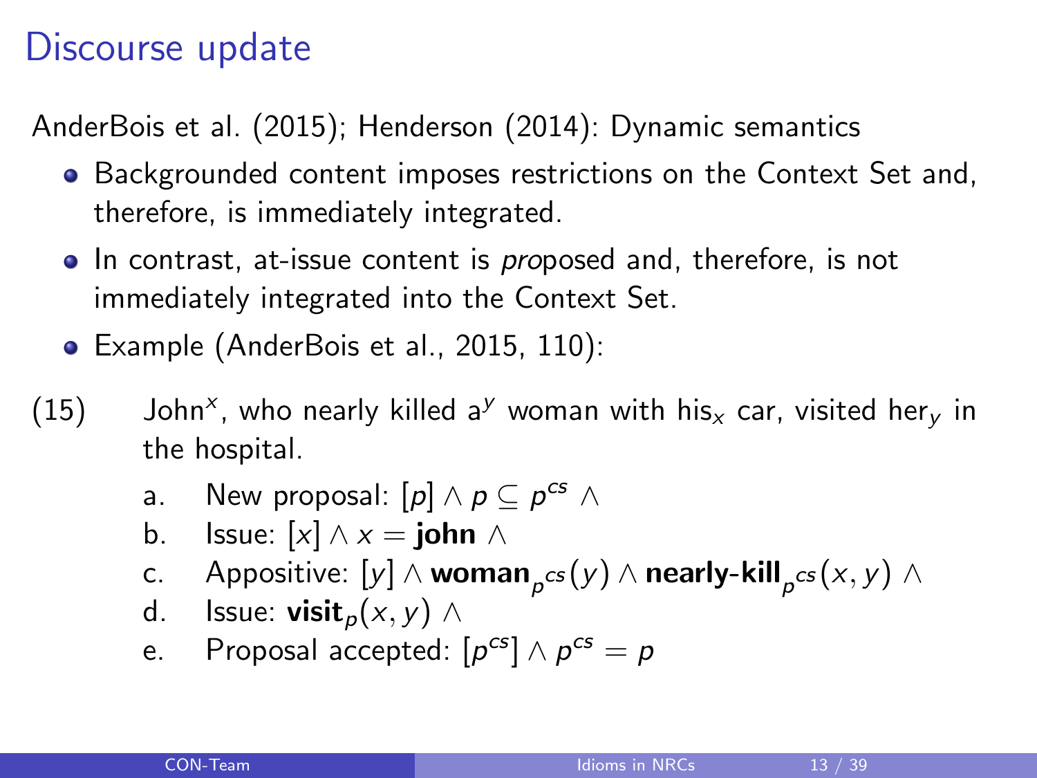# Discourse update

AnderBois et al. (2015); Henderson (2014): Dynamic semantics

- Backgrounded content imposes restrictions on the Context Set and, therefore, is immediately integrated.
- In contrast, at-issue content is *pro*posed and, therefore, is not immediately integrated into the Context Set.
- Example (AnderBois et al., 2015, 110):

(15) John$^x$, who nearly killed a$^y$ woman with his$_x$ car, visited her$_y$ in the hospital.

   a. New proposal: $[p] \wedge p \subseteq p^{cs} \wedge$
   
   b. Issue: $[x] \wedge x = \mathbf{john} \wedge$
   
   c. Appositive: $[y] \wedge \mathbf{woman}_{p^{cs}}(y) \wedge \mathbf{nearly\text{-}kill}_{p^{cs}}(x, y) \wedge$
   
   d. Issue: $\mathbf{visit}_p(x, y) \wedge$
   
   e. Proposal accepted: $[p^{cs}] \wedge p^{cs} = p$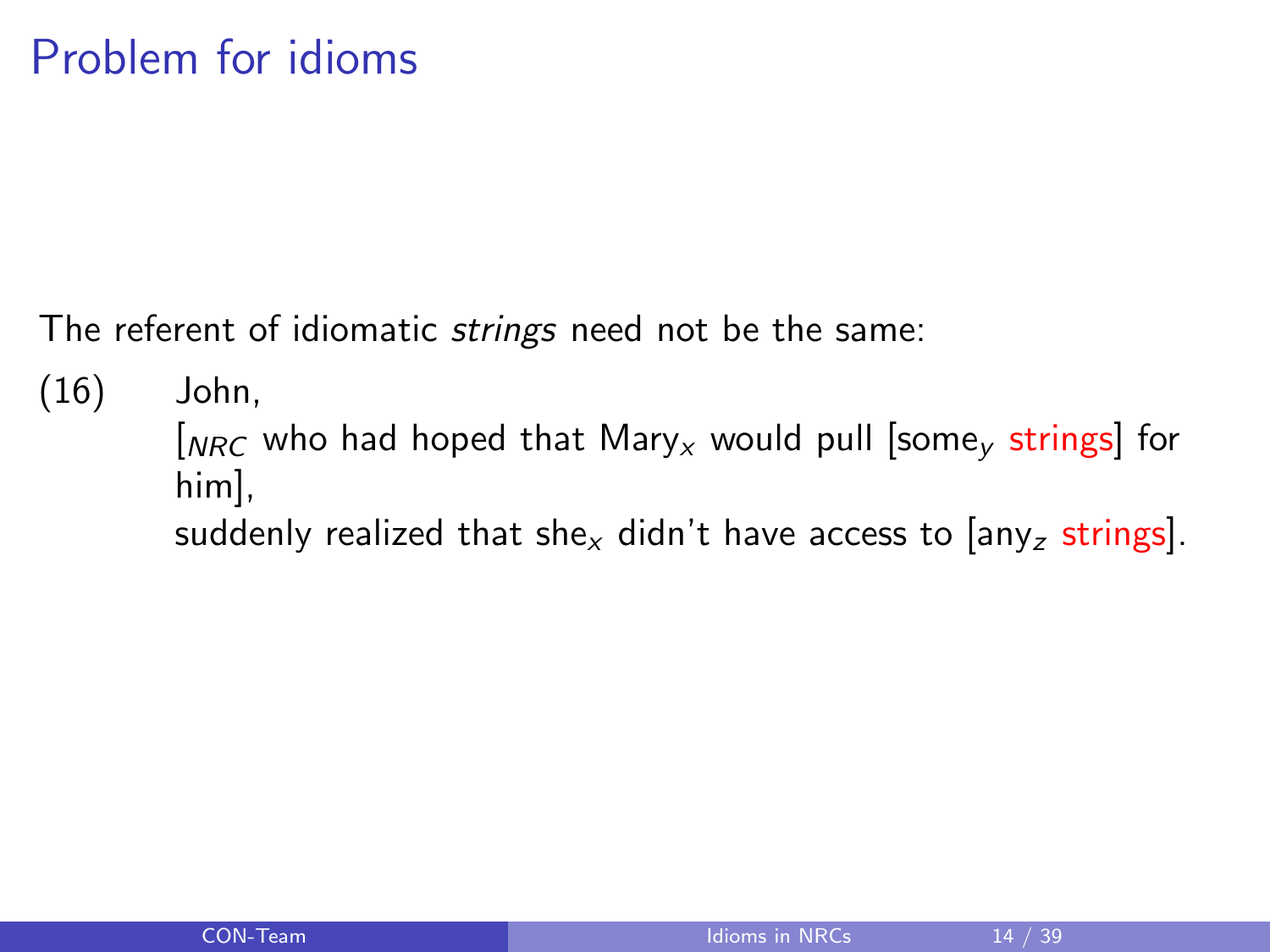# Problem for idioms

The referent of idiomatic *strings* need not be the same:

(16) John,
[$_{NRC}$ who had hoped that Mary$_x$ would pull [some$_y$ strings] for him],
suddenly realized that she$_x$ didn't have access to [any$_z$ strings].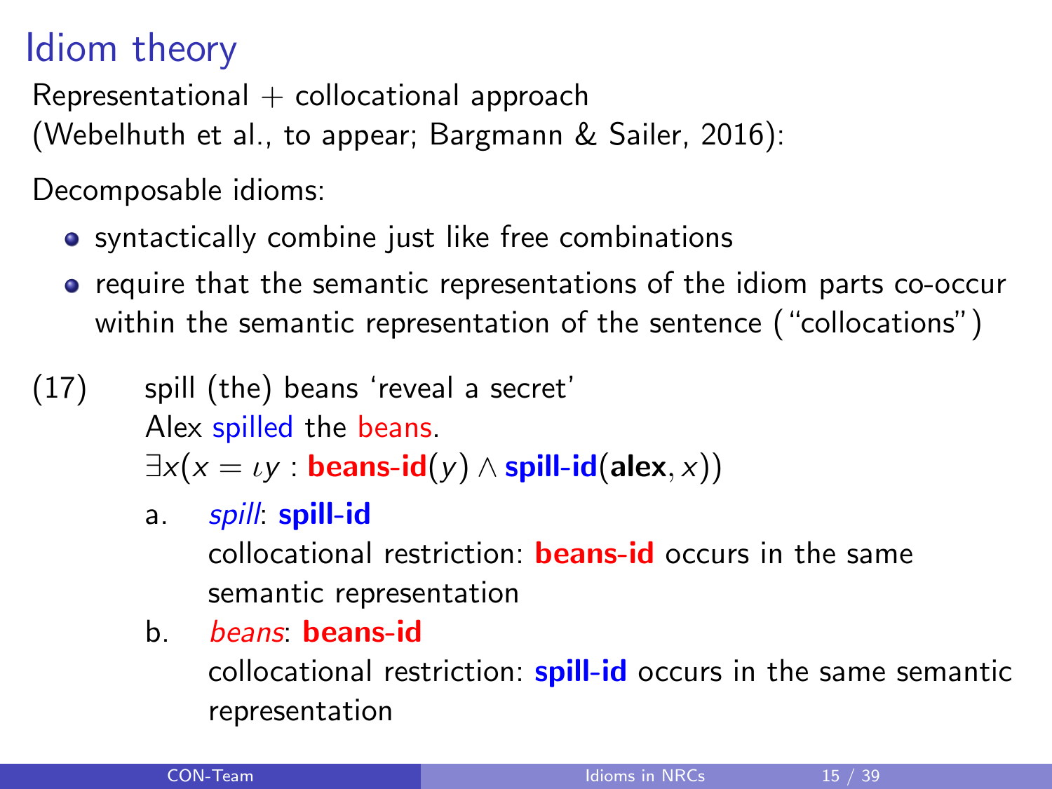# Idiom theory

Representational + collocational approach
(Webelhuth et al., to appear; Bargmann & Sailer, 2016):

Decomposable idioms:

- syntactically combine just like free combinations
- require that the semantic representations of the idiom parts co-occur within the semantic representation of the sentence ("collocations")

(17) spill (the) beans 'reveal a secret'
Alex spilled the beans.
$\exists x(x = \iota y : \textbf{beans-id}(y) \wedge \textbf{spill-id}(\textbf{alex}, x))$

a. *spill*: **spill-id**
collocational restriction: **beans-id** occurs in the same semantic representation

b. *beans*: **beans-id**
collocational restriction: **spill-id** occurs in the same semantic representation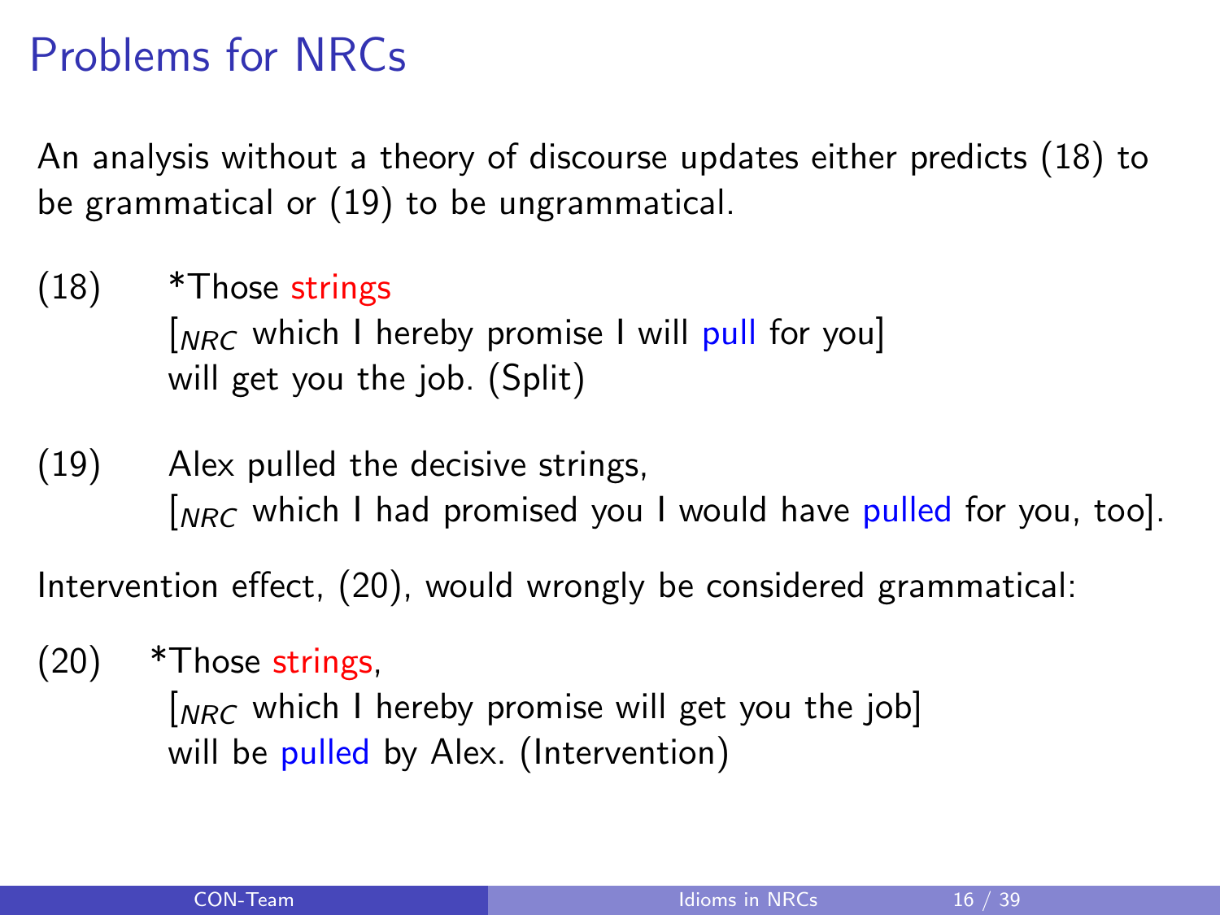# Problems for NRCs

An analysis without a theory of discourse updates either predicts (18) to be grammatical or (19) to be ungrammatical.

(18) *Those strings
[$_{NRC}$ which I hereby promise I will pull for you]
will get you the job. (Split)

(19) Alex pulled the decisive strings,
[$_{NRC}$ which I had promised you I would have pulled for you, too].

Intervention effect, (20), would wrongly be considered grammatical:

(20) *Those strings,
[$_{NRC}$ which I hereby promise will get you the job]
will be pulled by Alex. (Intervention)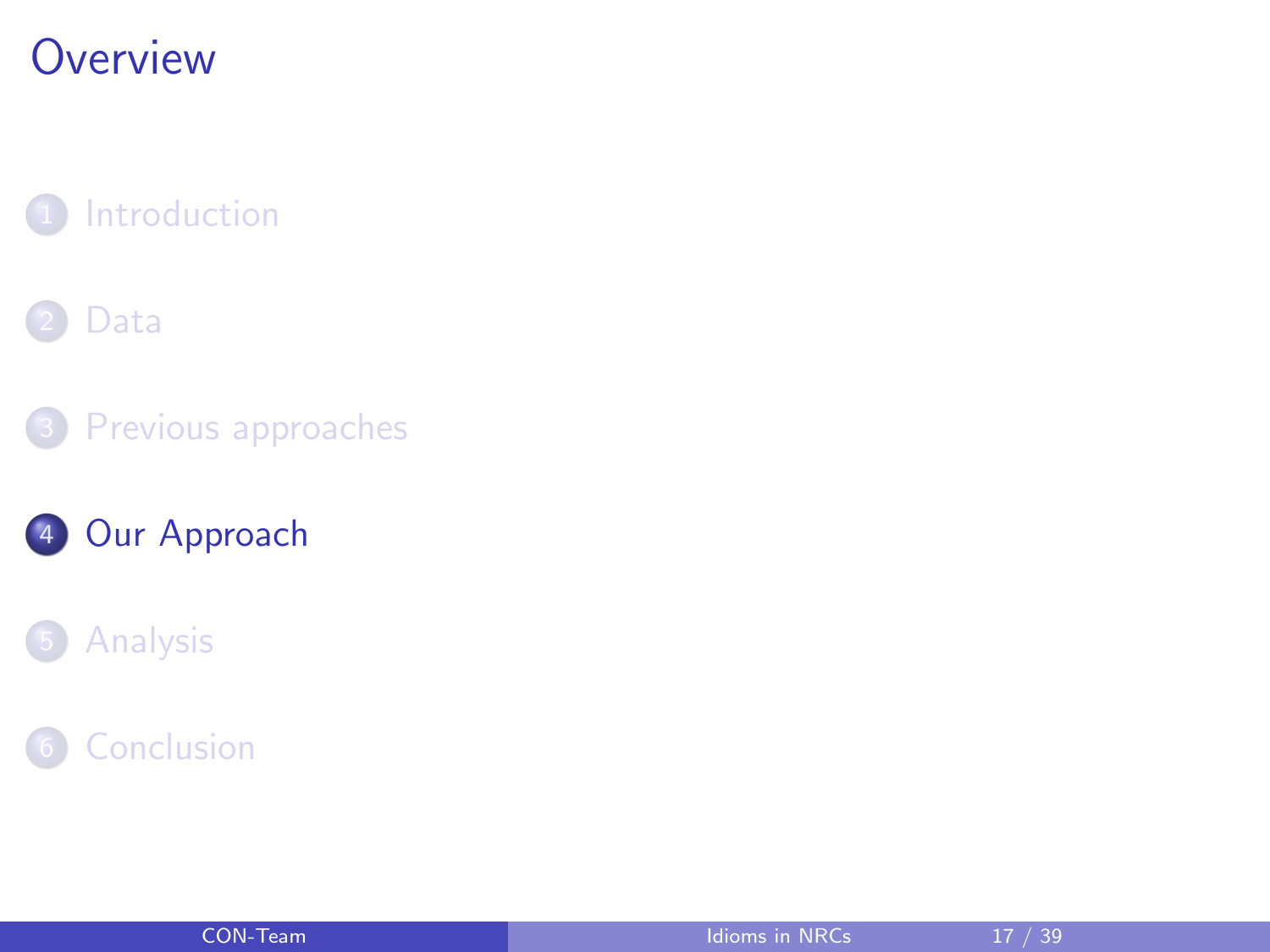# Overview

1. Introduction
2. Data
3. Previous approaches
4. **Our Approach**
5. Analysis
6. Conclusion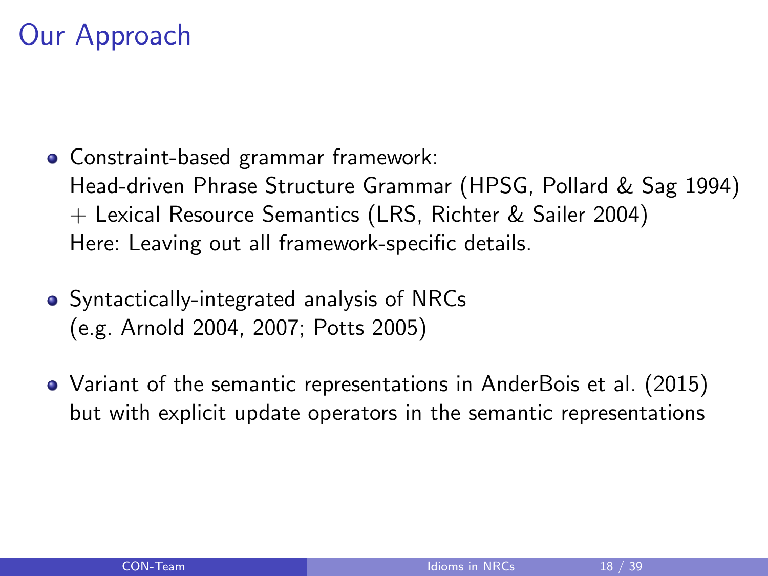# Our Approach

- Constraint-based grammar framework:
  Head-driven Phrase Structure Grammar (HPSG, Pollard & Sag 1994)
  + Lexical Resource Semantics (LRS, Richter & Sailer 2004)
  Here: Leaving out all framework-specific details.
- Syntactically-integrated analysis of NRCs
  (e.g. Arnold 2004, 2007; Potts 2005)
- Variant of the semantic representations in AnderBois et al. (2015)
  but with explicit update operators in the semantic representations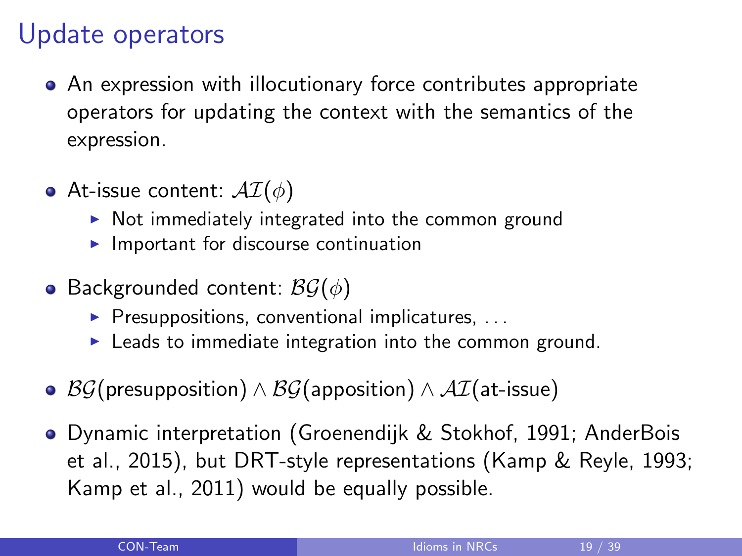# Update operators

- An expression with illocutionary force contributes appropriate operators for updating the context with the semantics of the expression.
- At-issue content: $\mathcal{AI}(\phi)$
  - Not immediately integrated into the common ground
  - Important for discourse continuation
- Backgrounded content: $\mathcal{BG}(\phi)$
  - Presuppositions, conventional implicatures, ...
  - Leads to immediate integration into the common ground.
- $\mathcal{BG}(\text{presupposition}) \wedge \mathcal{BG}(\text{apposition}) \wedge \mathcal{AI}(\text{at-issue})$
- Dynamic interpretation (Groenendijk & Stokhof, 1991; AnderBois et al., 2015), but DRT-style representations (Kamp & Reyle, 1993; Kamp et al., 2011) would be equally possible.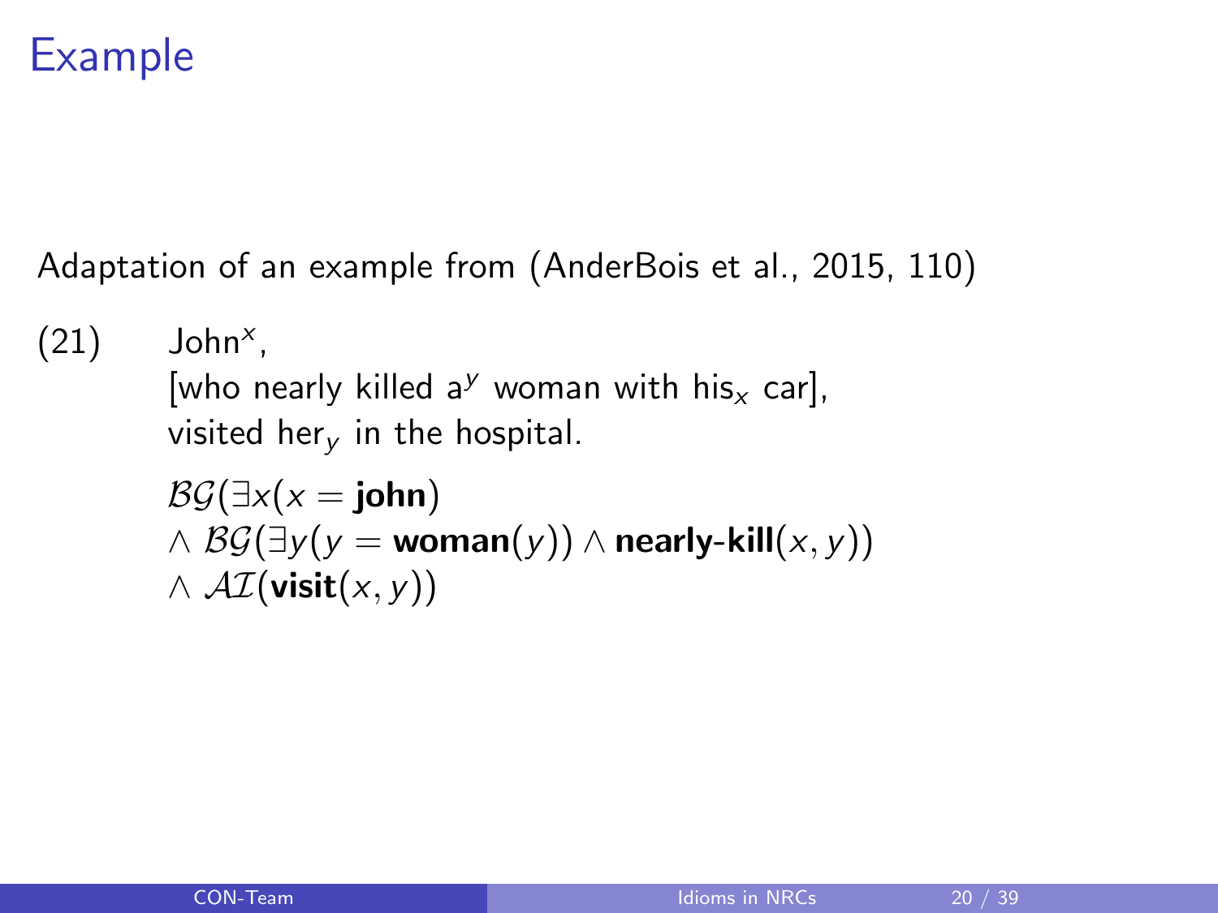# Example

Adaptation of an example from (AnderBois et al., 2015, 110)

(21) John$^x$,
[who nearly killed a$^y$ woman with his$_x$ car],
visited her$_y$ in the hospital.

$\mathcal{BG}(\exists x(x = \textbf{john})$
$\wedge\ \mathcal{BG}(\exists y(y = \textbf{woman}(y)) \wedge \textbf{nearly-kill}(x, y))$
$\wedge\ \mathcal{AI}(\textbf{visit}(x, y))$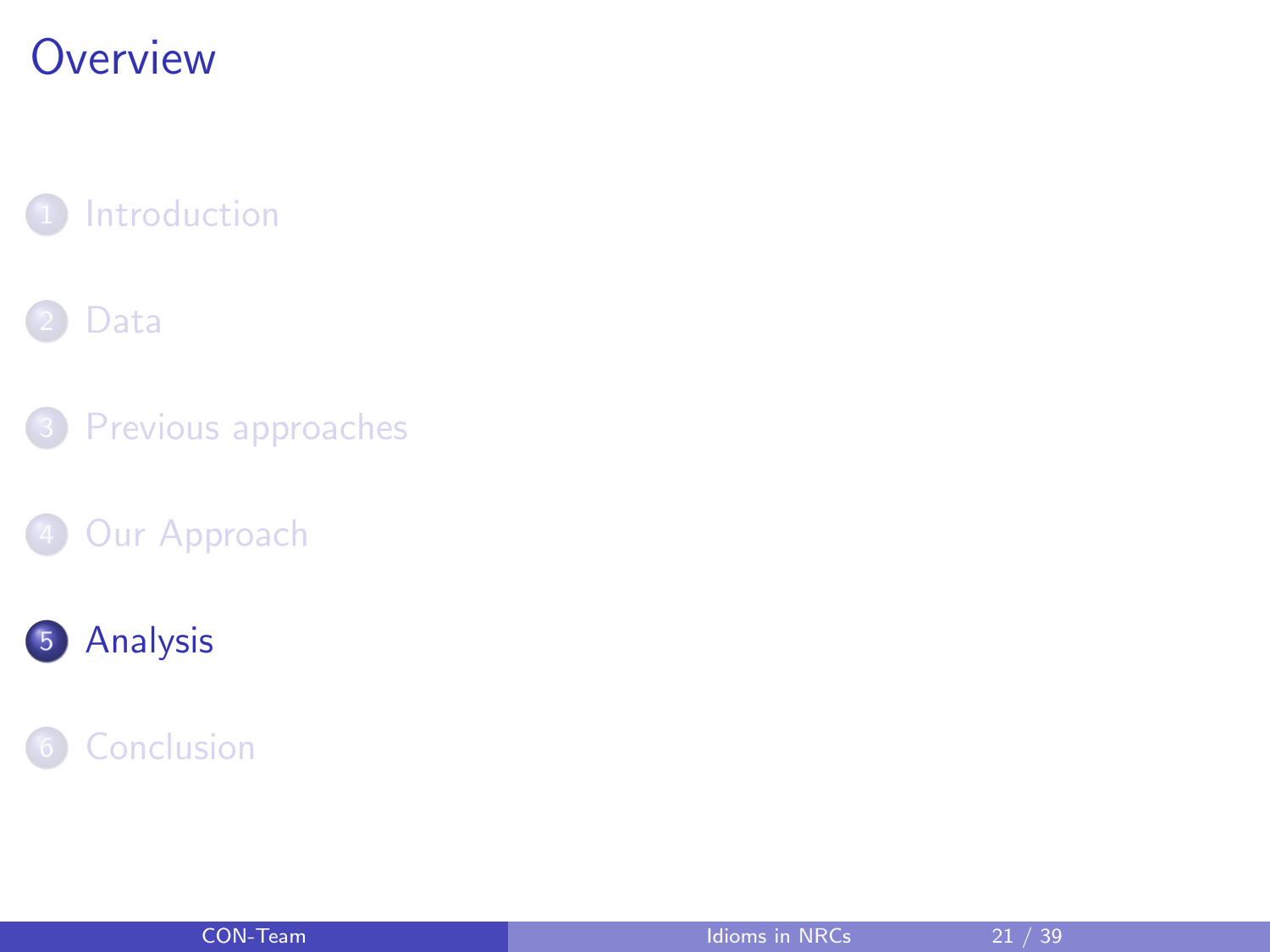# Overview

1. Introduction
2. Data
3. Previous approaches
4. Our Approach
5. Analysis
6. Conclusion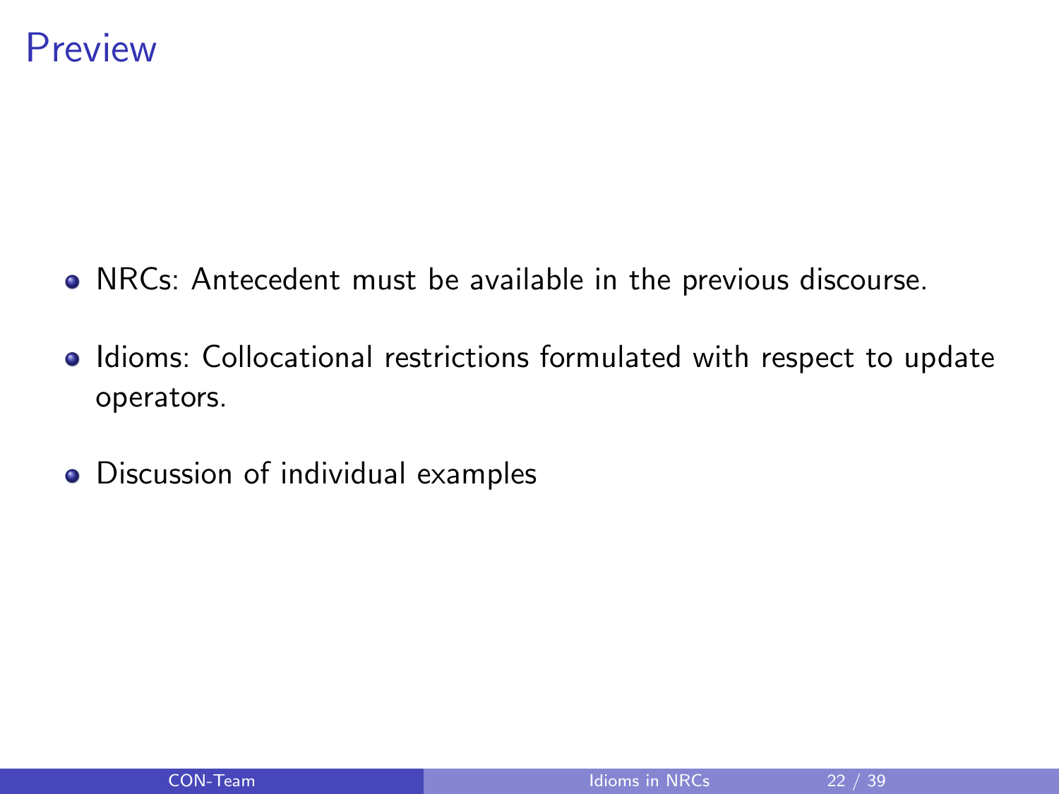# Preview

- NRCs: Antecedent must be available in the previous discourse.
- Idioms: Collocational restrictions formulated with respect to update operators.
- Discussion of individual examples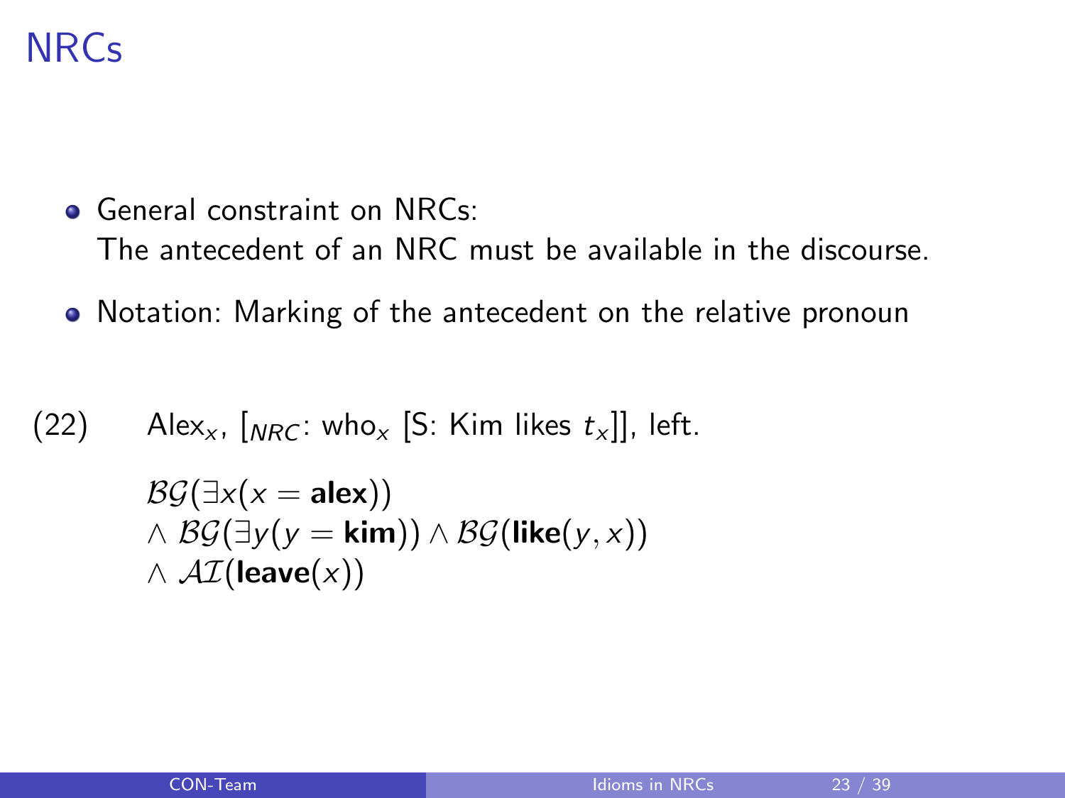# NRCs

- General constraint on NRCs:
  The antecedent of an NRC must be available in the discourse.
- Notation: Marking of the antecedent on the relative pronoun

(22) Alex$_x$, [$_{NRC}$: who$_x$ [S: Kim likes $t_x$]], left.

$$\mathcal{BG}(\exists x(x = \textbf{alex}))$$
$$\wedge\ \mathcal{BG}(\exists y(y = \textbf{kim})) \wedge \mathcal{BG}(\textbf{like}(y, x))$$
$$\wedge\ \mathcal{AI}(\textbf{leave}(x))$$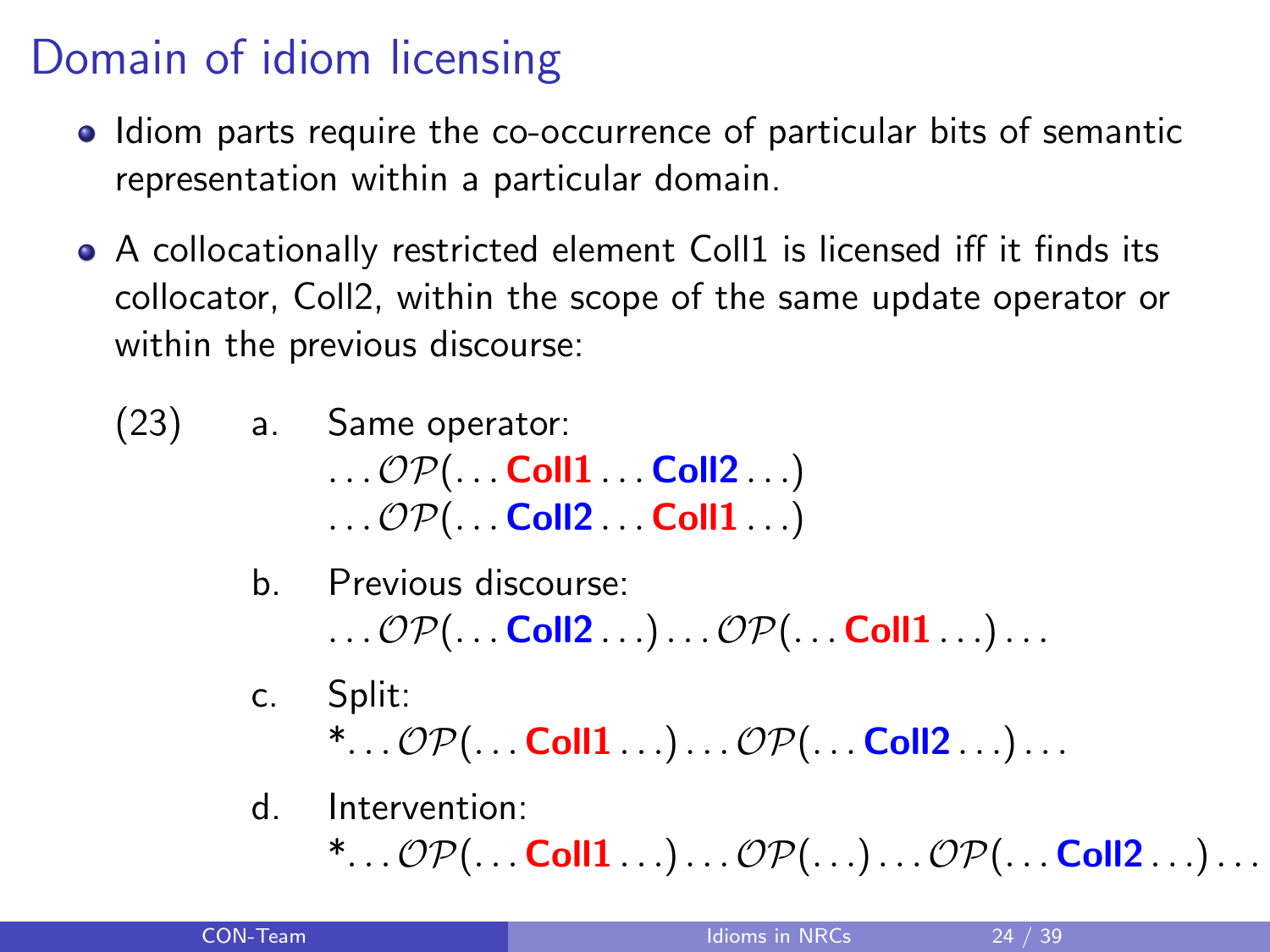# Domain of idiom licensing

- Idiom parts require the co-occurrence of particular bits of semantic representation within a particular domain.
- A collocationally restricted element Coll1 is licensed iff it finds its collocator, Coll2, within the scope of the same update operator or within the previous discourse:

(23)

a. Same operator:
$\ldots\mathcal{OP}(\ldots$ **Coll1** $\ldots$ **Coll2** $\ldots)$
$\ldots\mathcal{OP}(\ldots$ **Coll2** $\ldots$ **Coll1** $\ldots)$

b. Previous discourse:
$\ldots\mathcal{OP}(\ldots$ **Coll2** $\ldots)\ldots\mathcal{OP}(\ldots$ **Coll1** $\ldots)\ldots$

c. Split:
*$\ldots\mathcal{OP}(\ldots$ **Coll1** $\ldots)\ldots\mathcal{OP}(\ldots$ **Coll2** $\ldots)\ldots$

d. Intervention:
*$\ldots\mathcal{OP}(\ldots$ **Coll1** $\ldots)\ldots\mathcal{OP}(\ldots)\ldots\mathcal{OP}(\ldots$ **Coll2** $\ldots)\ldots$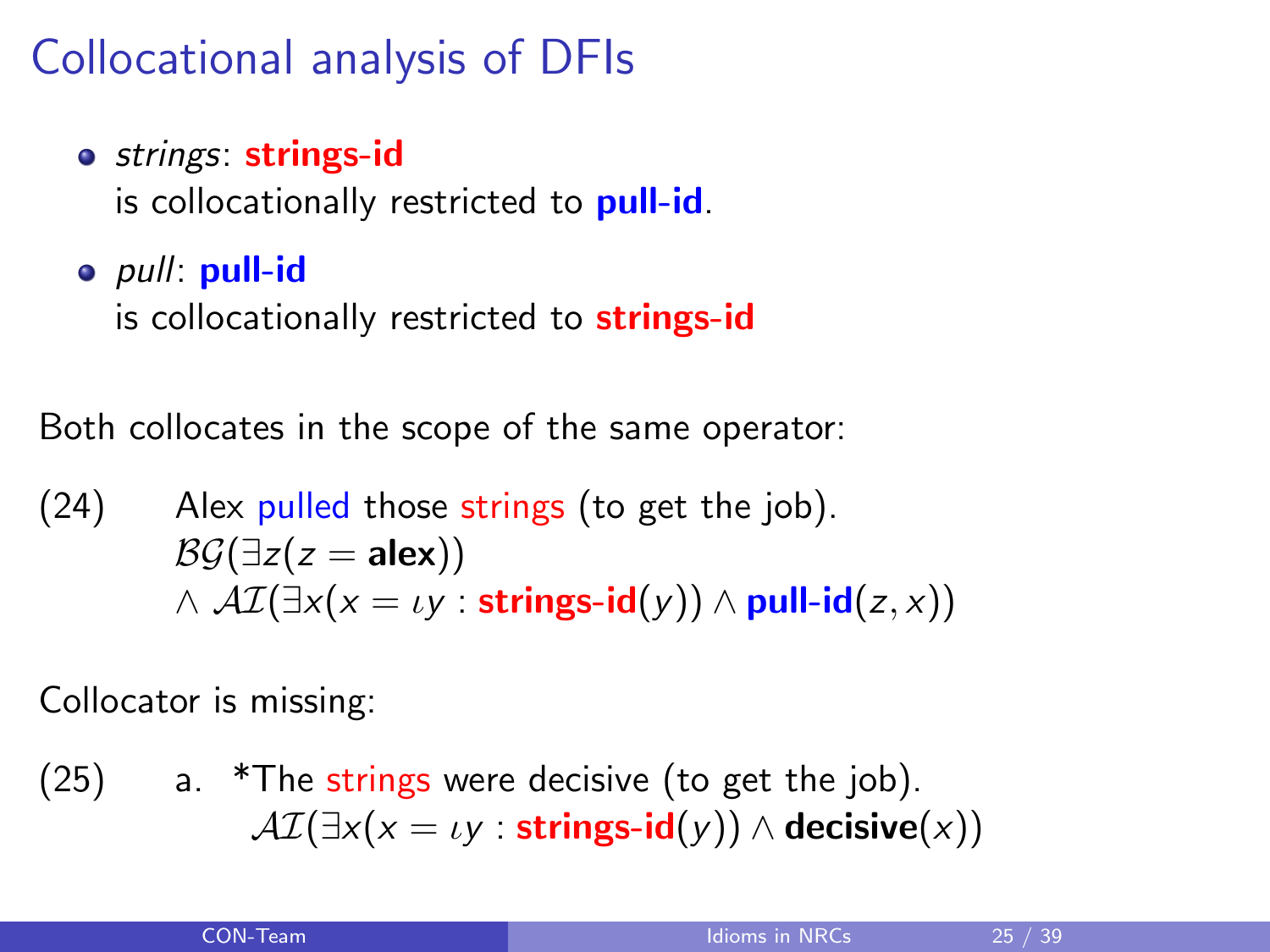# Collocational analysis of DFIs

- *strings*: **strings-id**
  is collocationally restricted to **pull-id**.
- *pull*: **pull-id**
  is collocationally restricted to **strings-id**

Both collocates in the scope of the same operator:

(24) Alex pulled those strings (to get the job).
$\mathcal{BG}(\exists z(z = \textbf{alex}))$
$\wedge\ \mathcal{AI}(\exists x(x = \iota y : \textbf{strings-id}(y)) \wedge \textbf{pull-id}(z, x))$

Collocator is missing:

(25) a. *The strings were decisive (to get the job).
$\mathcal{AI}(\exists x(x = \iota y : \textbf{strings-id}(y)) \wedge \textbf{decisive}(x))$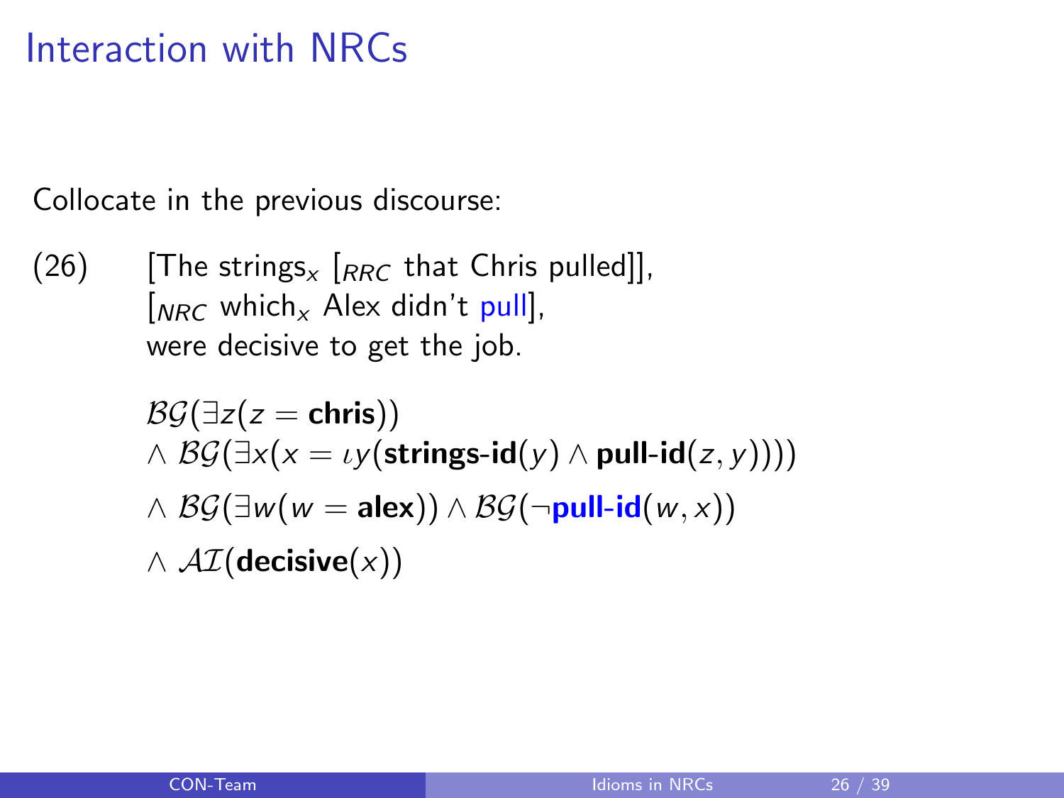# Interaction with NRCs

Collocate in the previous discourse:

(26) [The strings$_x$ [$_{RRC}$ that Chris pulled]], [$_{NRC}$ which$_x$ Alex didn't pull], were decisive to get the job.

$$
\begin{aligned}
&\mathcal{BG}(\exists z(z = \textbf{chris})) \\
&\wedge\ \mathcal{BG}(\exists x(x = \iota y(\textbf{strings-id}(y) \wedge \textbf{pull-id}(z, y)))) \\
&\wedge\ \mathcal{BG}(\exists w(w = \textbf{alex})) \wedge \mathcal{BG}(\neg \textbf{pull-id}(w, x)) \\
&\wedge\ \mathcal{AI}(\textbf{decisive}(x))
\end{aligned}
$$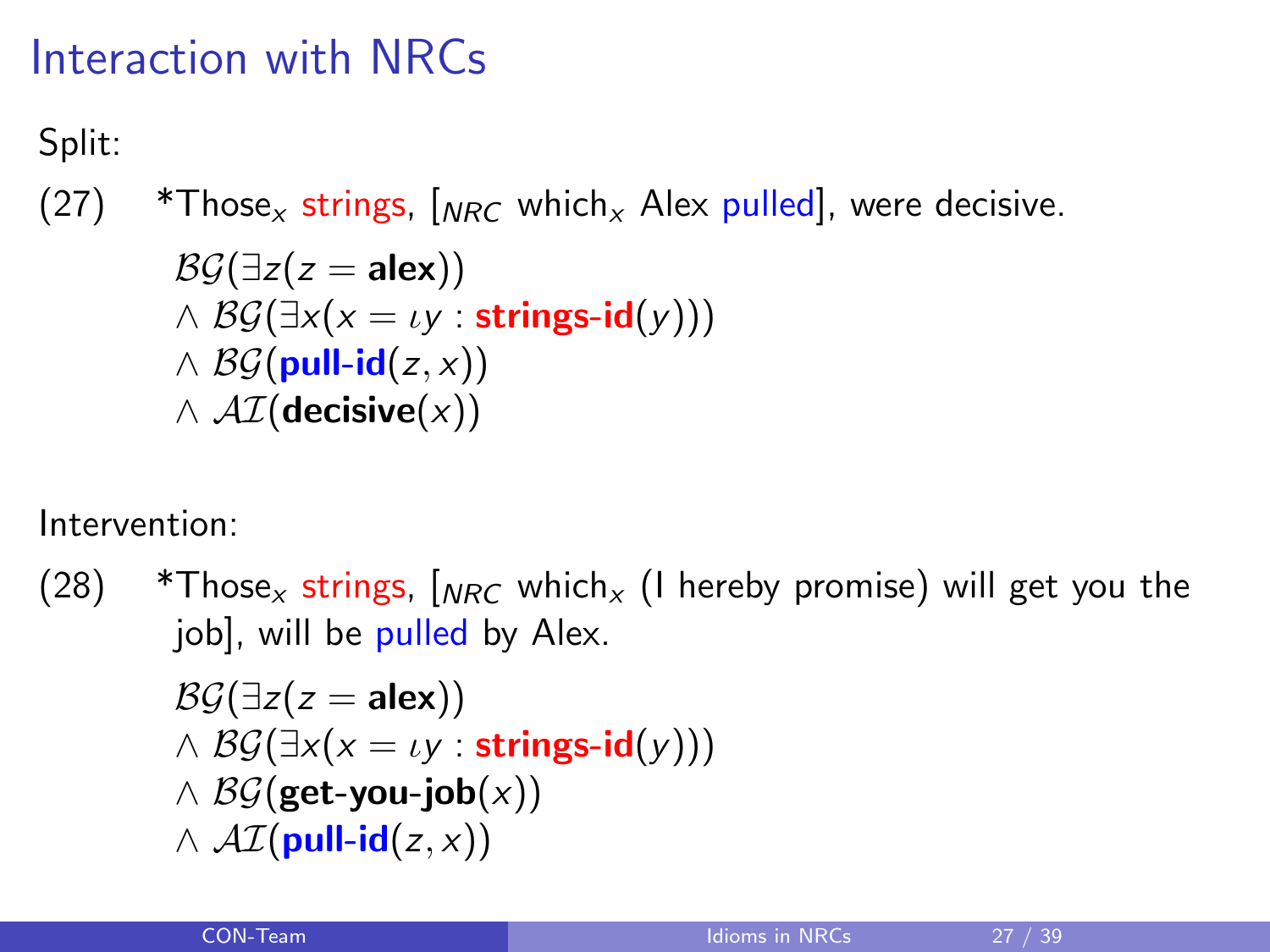# Interaction with NRCs

Split:

(27) *Those$_x$ strings, [$_{NRC}$ which$_x$ Alex pulled], were decisive.

$$\mathcal{BG}(\exists z(z = \textbf{alex}))$$
$$\wedge\ \mathcal{BG}(\exists x(x = \iota y : \textbf{strings-id}(y)))$$
$$\wedge\ \mathcal{BG}(\textbf{pull-id}(z, x))$$
$$\wedge\ \mathcal{AI}(\textbf{decisive}(x))$$

Intervention:

(28) *Those$_x$ strings, [$_{NRC}$ which$_x$ (I hereby promise) will get you the job], will be pulled by Alex.

$$\mathcal{BG}(\exists z(z = \textbf{alex}))$$
$$\wedge\ \mathcal{BG}(\exists x(x = \iota y : \textbf{strings-id}(y)))$$
$$\wedge\ \mathcal{BG}(\textbf{get-you-job}(x))$$
$$\wedge\ \mathcal{AI}(\textbf{pull-id}(z, x))$$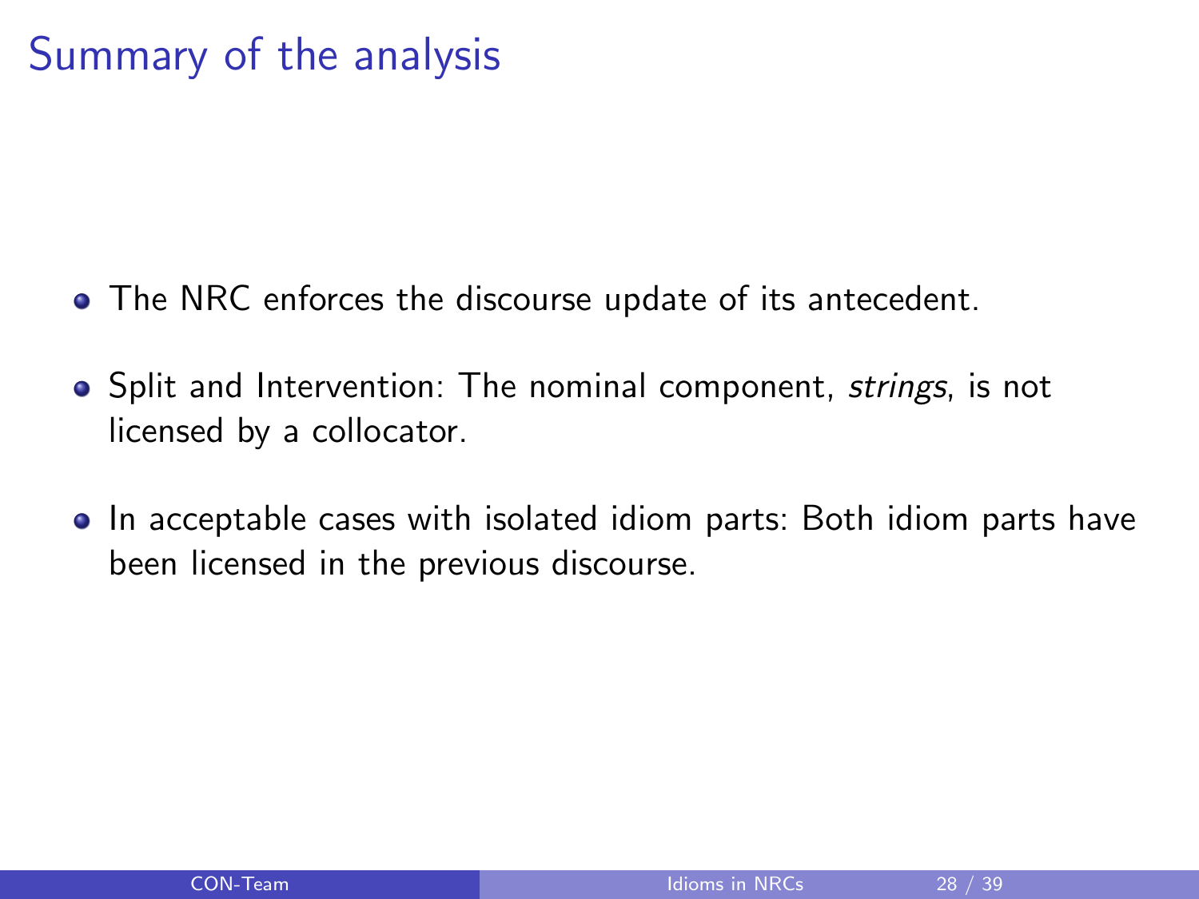# Summary of the analysis

- The NRC enforces the discourse update of its antecedent.
- Split and Intervention: The nominal component, *strings*, is not licensed by a collocator.
- In acceptable cases with isolated idiom parts: Both idiom parts have been licensed in the previous discourse.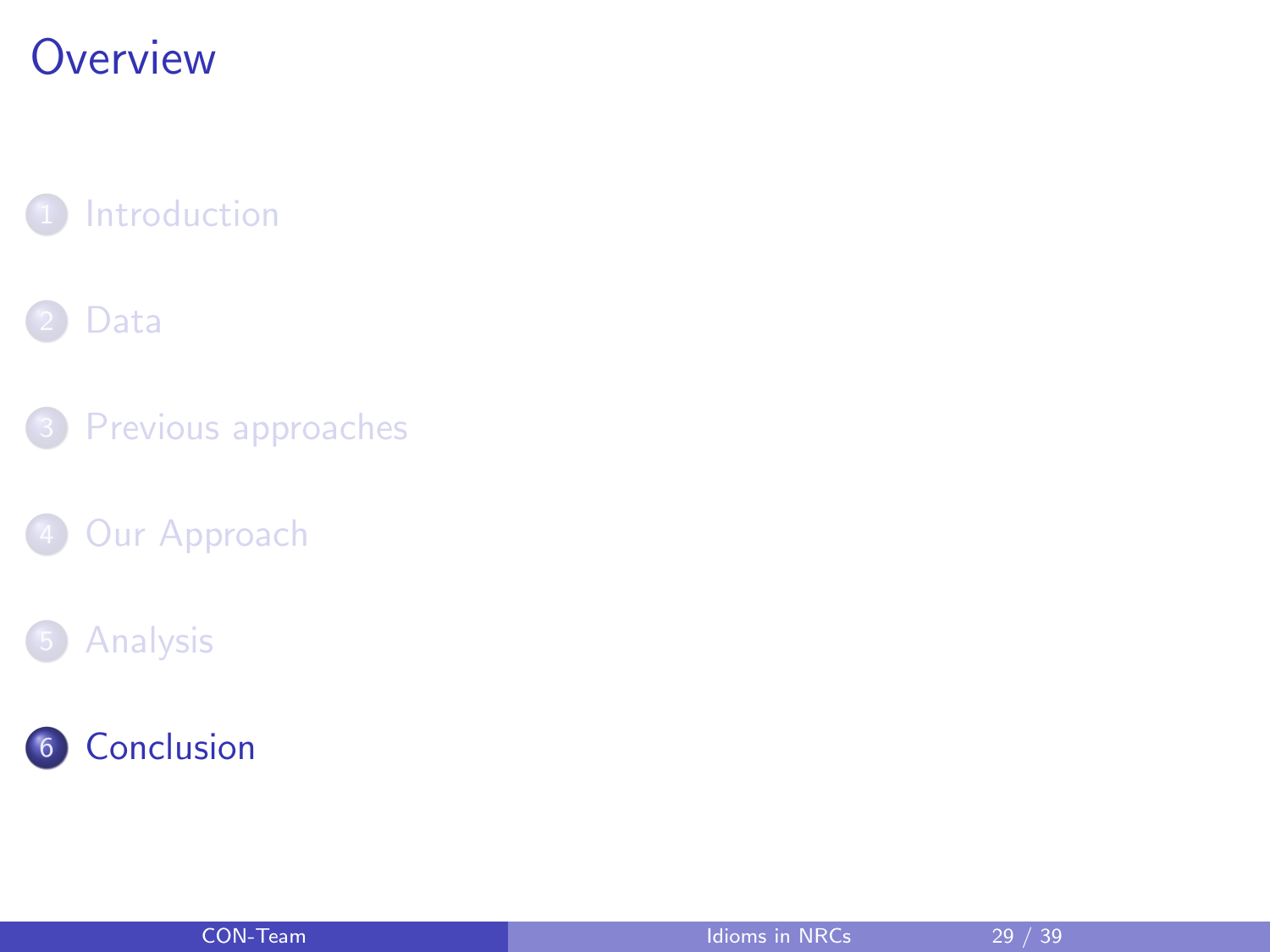# Overview

1. Introduction
2. Data
3. Previous approaches
4. Our Approach
5. Analysis
6. Conclusion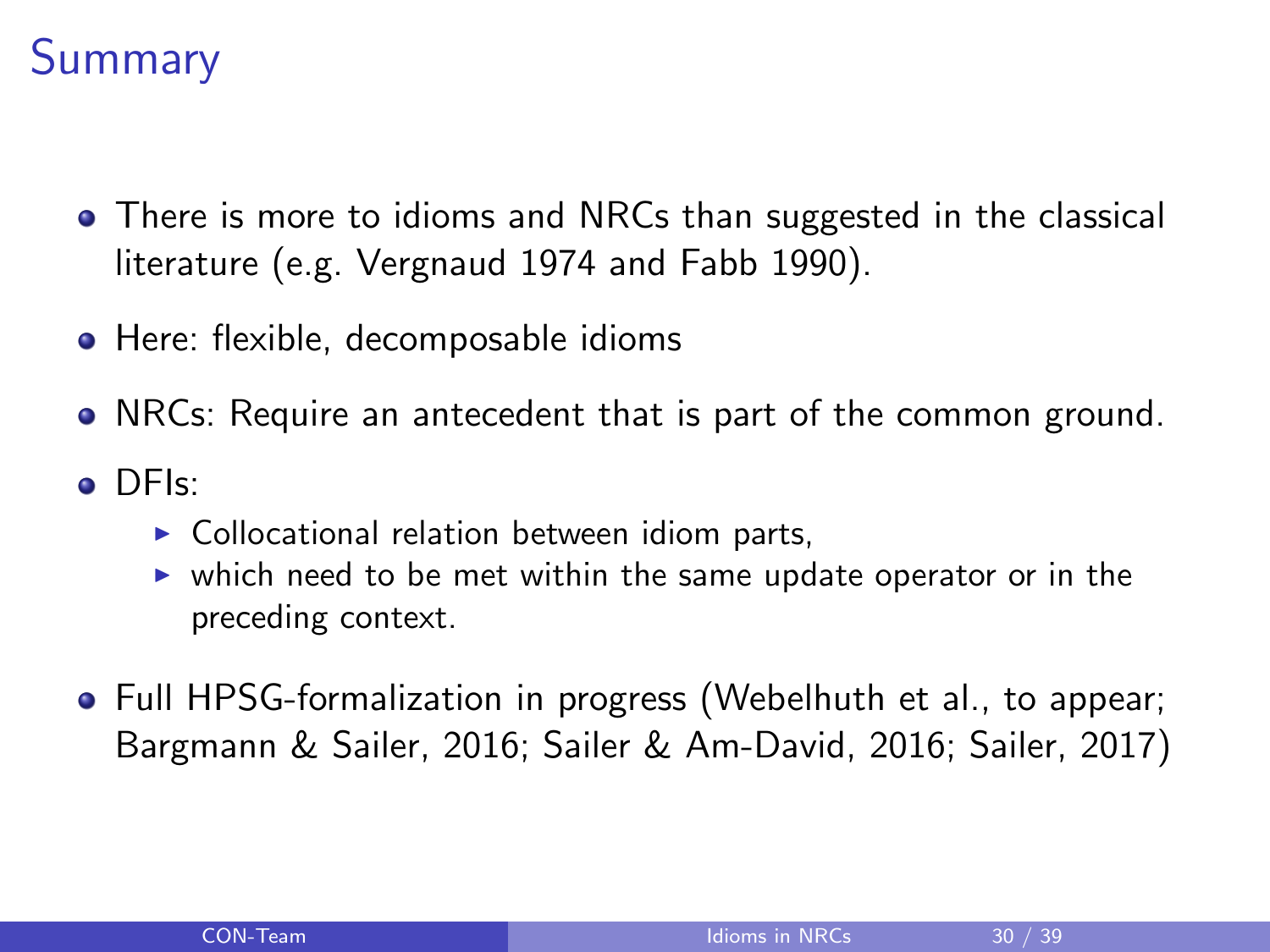# Summary

- There is more to idioms and NRCs than suggested in the classical literature (e.g. Vergnaud 1974 and Fabb 1990).
- Here: flexible, decomposable idioms
- NRCs: Require an antecedent that is part of the common ground.
- DFIs:
  - Collocational relation between idiom parts,
  - which need to be met within the same update operator or in the preceding context.
- Full HPSG-formalization in progress (Webelhuth et al., to appear; Bargmann & Sailer, 2016; Sailer & Am-David, 2016; Sailer, 2017)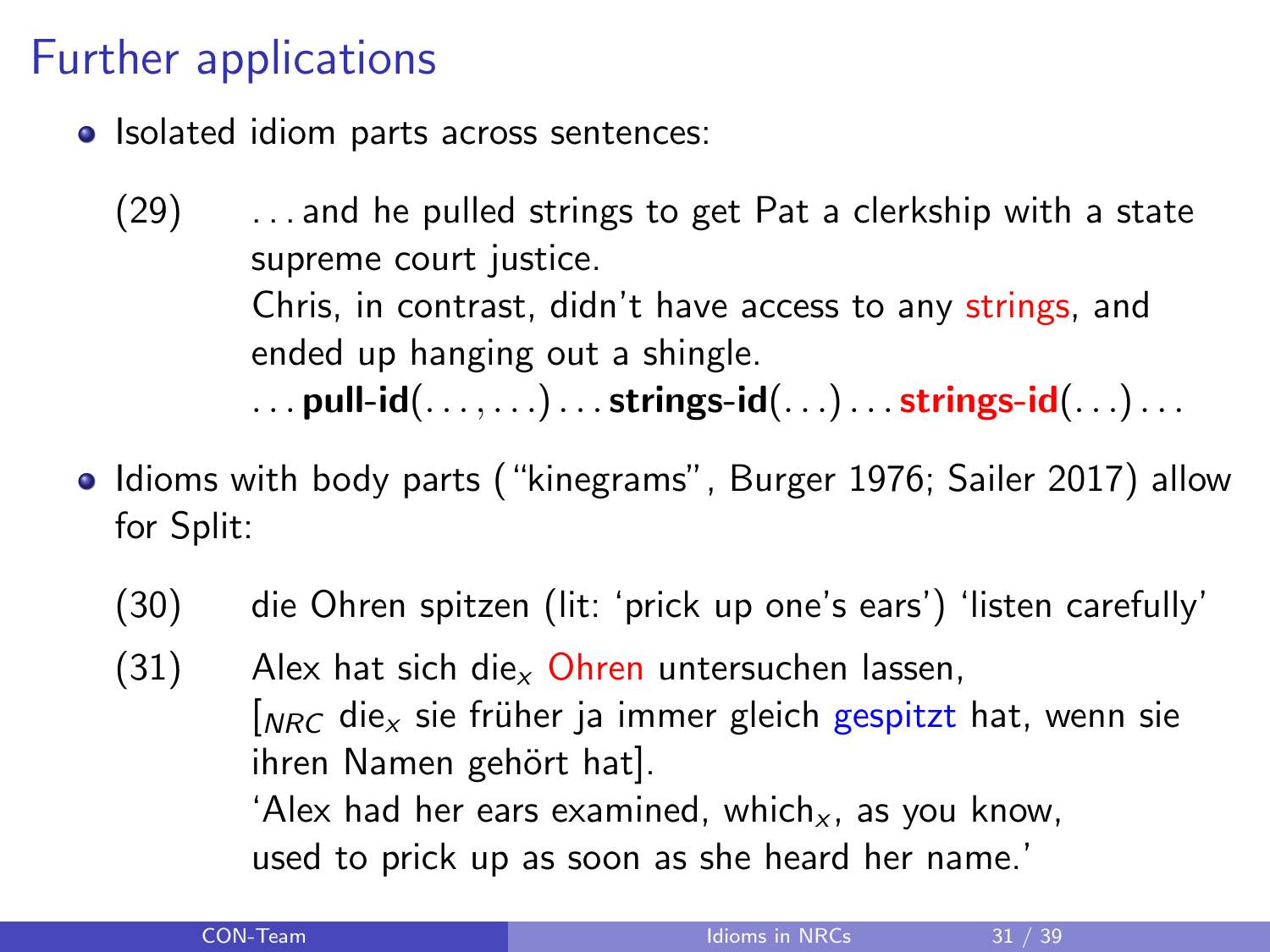# Further applications

- Isolated idiom parts across sentences:

(29) . . . and he pulled strings to get Pat a clerkship with a state supreme court justice.
Chris, in contrast, didn't have access to any strings, and ended up hanging out a shingle.
. . . **pull-id**(. . . , . . .) . . . **strings-id**(. . .) . . . **strings-id**(. . .) . . .

- Idioms with body parts ("kinegrams", Burger 1976; Sailer 2017) allow for Split:

(30) die Ohren spitzen (lit: 'prick up one's ears') 'listen carefully'

(31) Alex hat sich die$_x$ Ohren untersuchen lassen,
[$_{NRC}$ die$_x$ sie früher ja immer gleich gespitzt hat, wenn sie ihren Namen gehört hat].
'Alex had her ears examined, which$_x$, as you know, used to prick up as soon as she heard her name.'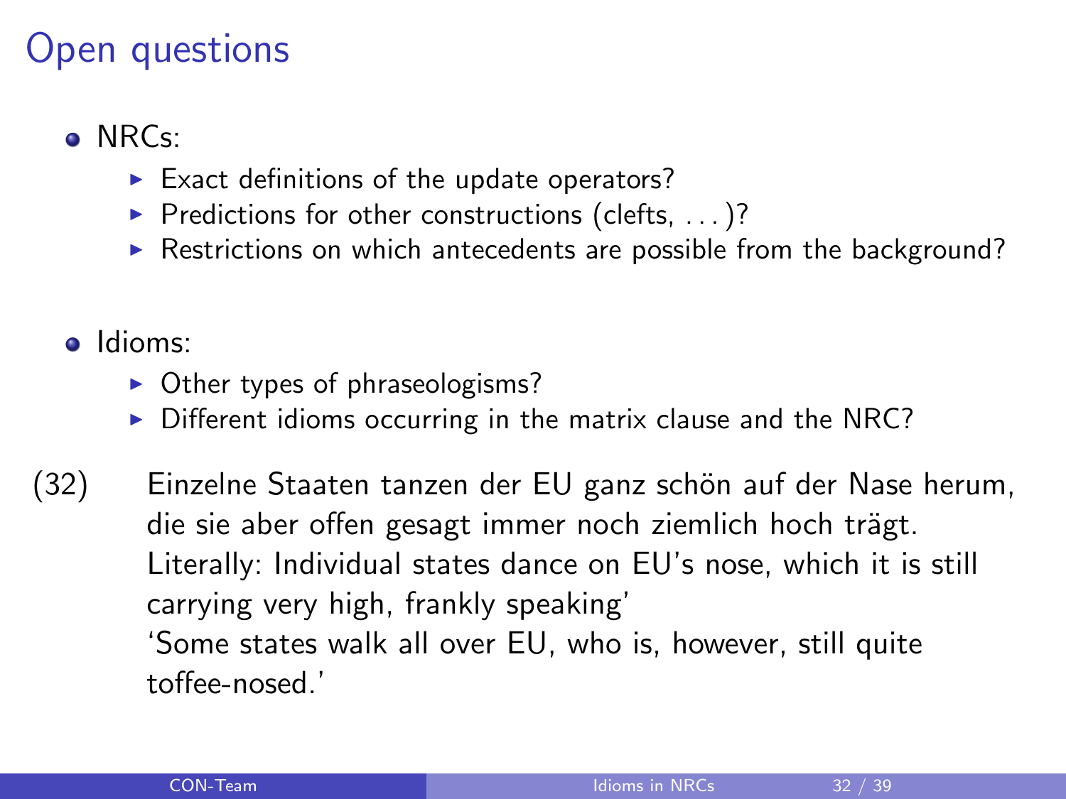# Open questions

- NRCs:
  - Exact definitions of the update operators?
  - Predictions for other constructions (clefts, . . . )?
  - Restrictions on which antecedents are possible from the background?

- Idioms:
  - Other types of phraseologisms?
  - Different idioms occurring in the matrix clause and the NRC?

(32) Einzelne Staaten tanzen der EU ganz schön auf der Nase herum, die sie aber offen gesagt immer noch ziemlich hoch trägt.
Literally: Individual states dance on EU's nose, which it is still carrying very high, frankly speaking'
'Some states walk all over EU, who is, however, still quite toffee-nosed.'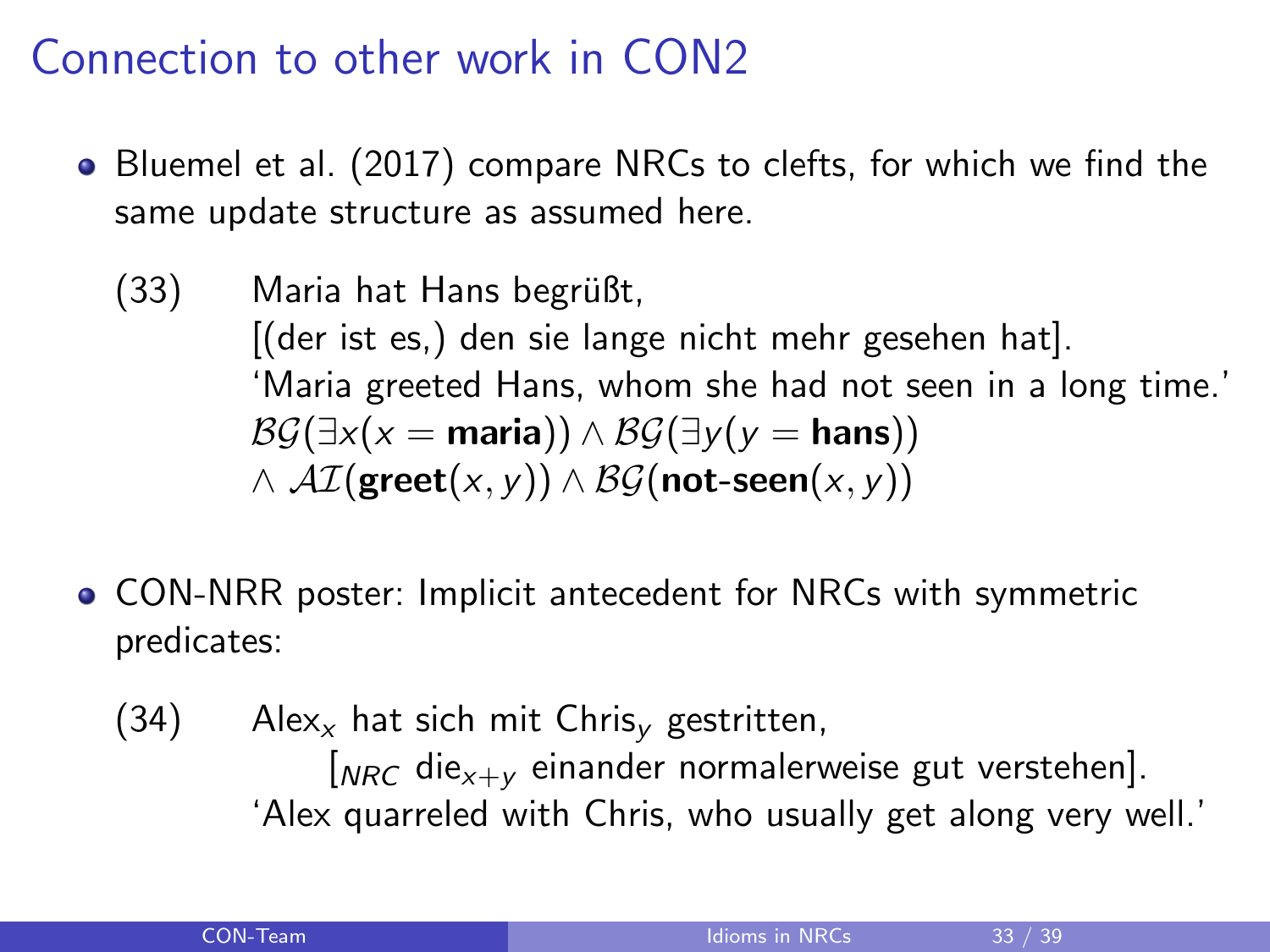# Connection to other work in CON2

- Bluemel et al. (2017) compare NRCs to clefts, for which we find the same update structure as assumed here.

(33) Maria hat Hans begrüßt,
[(der ist es,) den sie lange nicht mehr gesehen hat].
'Maria greeted Hans, whom she had not seen in a long time.'
$\mathcal{BG}(\exists x(x = \textbf{maria})) \wedge \mathcal{BG}(\exists y(y = \textbf{hans}))$
$\wedge\ \mathcal{AI}(\textbf{greet}(x, y)) \wedge \mathcal{BG}(\textbf{not-seen}(x, y))$

- CON-NRR poster: Implicit antecedent for NRCs with symmetric predicates:

(34) Alex$_x$ hat sich mit Chris$_y$ gestritten,
[$_{NRC}$ die$_{x+y}$ einander normalerweise gut verstehen].
'Alex quarreled with Chris, who usually get along very well.'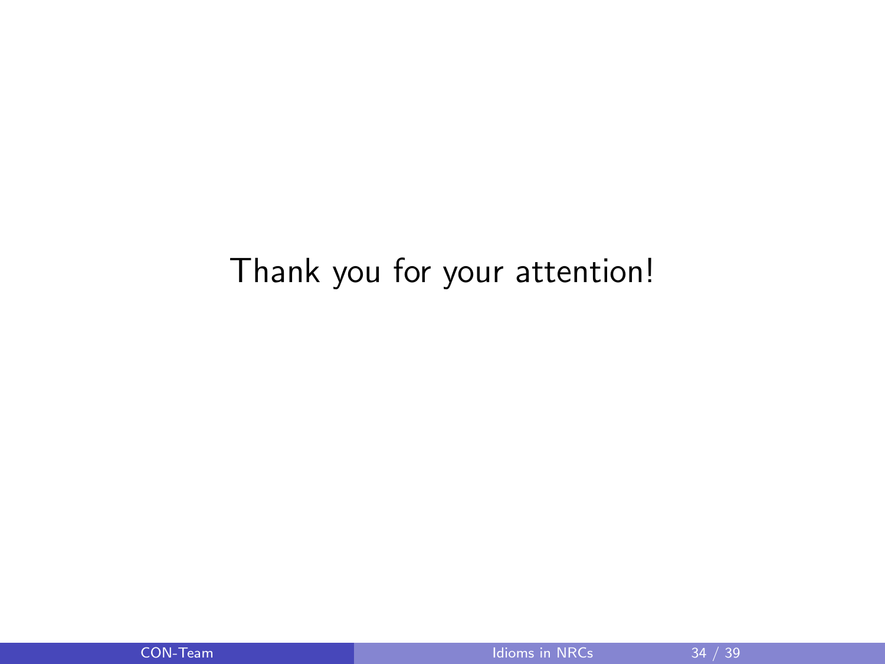Thank you for your attention!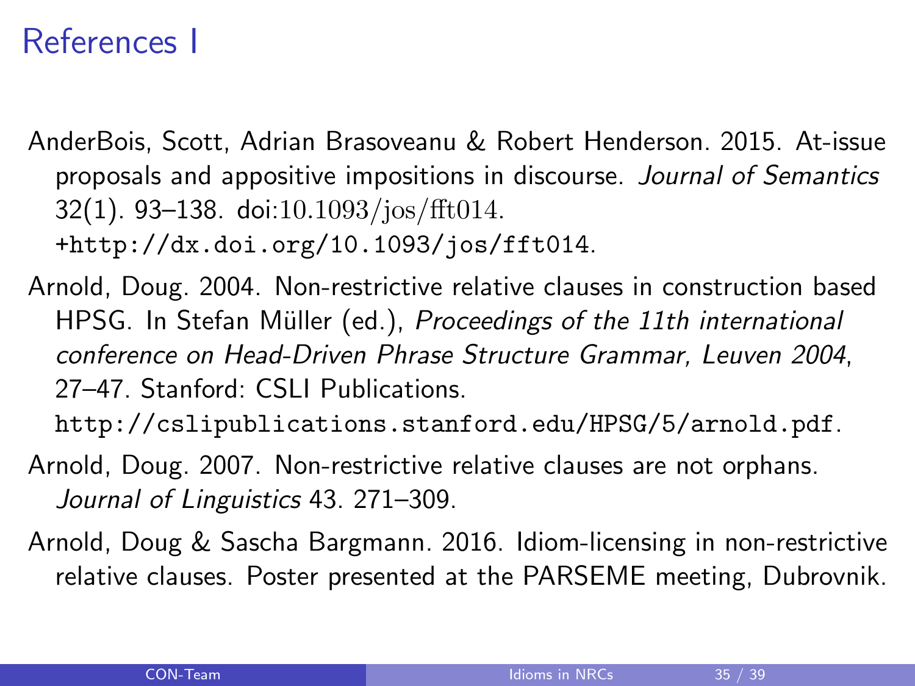# References I

AnderBois, Scott, Adrian Brasoveanu & Robert Henderson. 2015. At-issue proposals and appositive impositions in discourse. *Journal of Semantics* 32(1). 93–138. doi:10.1093/jos/fft014. +http://dx.doi.org/10.1093/jos/fft014.

Arnold, Doug. 2004. Non-restrictive relative clauses in construction based HPSG. In Stefan Müller (ed.), *Proceedings of the 11th international conference on Head-Driven Phrase Structure Grammar, Leuven 2004*, 27–47. Stanford: CSLI Publications. http://cslipublications.stanford.edu/HPSG/5/arnold.pdf.

Arnold, Doug. 2007. Non-restrictive relative clauses are not orphans. *Journal of Linguistics* 43. 271–309.

Arnold, Doug & Sascha Bargmann. 2016. Idiom-licensing in non-restrictive relative clauses. Poster presented at the PARSEME meeting, Dubrovnik.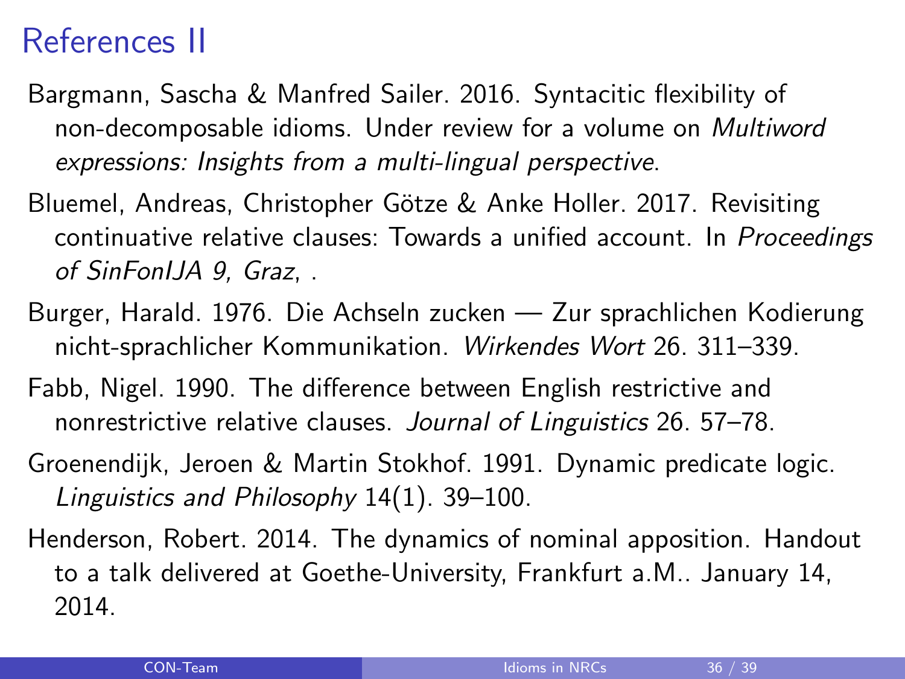# References II

Bargmann, Sascha & Manfred Sailer. 2016. Syntacitic flexibility of non-decomposable idioms. Under review for a volume on *Multiword expressions: Insights from a multi-lingual perspective*.

Bluemel, Andreas, Christopher Götze & Anke Holler. 2017. Revisiting continuative relative clauses: Towards a unified account. In *Proceedings of SinFonIJA 9, Graz*, .

Burger, Harald. 1976. Die Achseln zucken — Zur sprachlichen Kodierung nicht-sprachlicher Kommunikation. *Wirkendes Wort* 26. 311–339.

Fabb, Nigel. 1990. The difference between English restrictive and nonrestrictive relative clauses. *Journal of Linguistics* 26. 57–78.

Groenendijk, Jeroen & Martin Stokhof. 1991. Dynamic predicate logic. *Linguistics and Philosophy* 14(1). 39–100.

Henderson, Robert. 2014. The dynamics of nominal apposition. Handout to a talk delivered at Goethe-University, Frankfurt a.M.. January 14, 2014.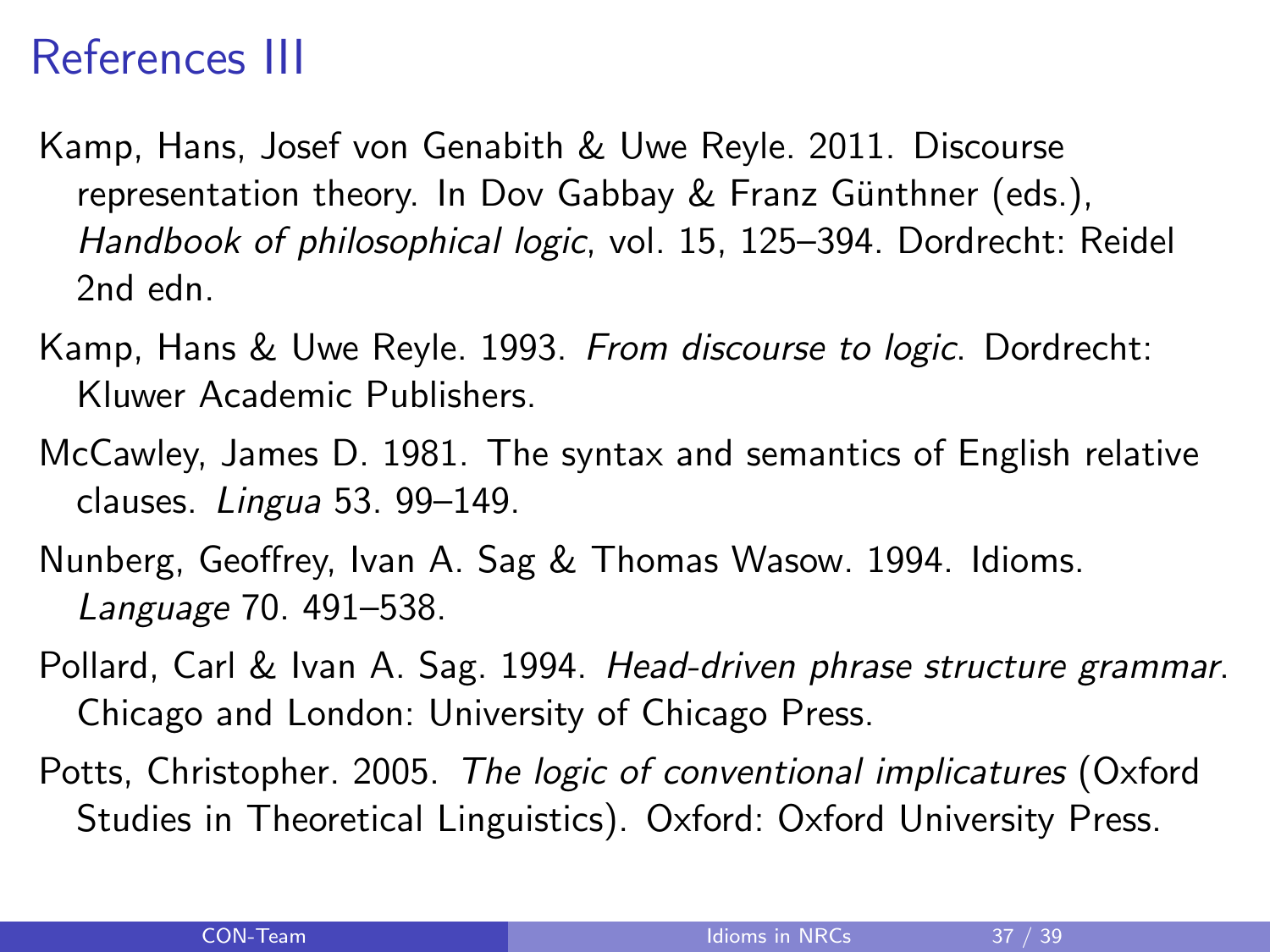# References III

Kamp, Hans, Josef von Genabith & Uwe Reyle. 2011. Discourse representation theory. In Dov Gabbay & Franz Günthner (eds.), *Handbook of philosophical logic*, vol. 15, 125–394. Dordrecht: Reidel 2nd edn.

Kamp, Hans & Uwe Reyle. 1993. *From discourse to logic*. Dordrecht: Kluwer Academic Publishers.

McCawley, James D. 1981. The syntax and semantics of English relative clauses. *Lingua* 53. 99–149.

Nunberg, Geoffrey, Ivan A. Sag & Thomas Wasow. 1994. Idioms. *Language* 70. 491–538.

Pollard, Carl & Ivan A. Sag. 1994. *Head-driven phrase structure grammar*. Chicago and London: University of Chicago Press.

Potts, Christopher. 2005. *The logic of conventional implicatures* (Oxford Studies in Theoretical Linguistics). Oxford: Oxford University Press.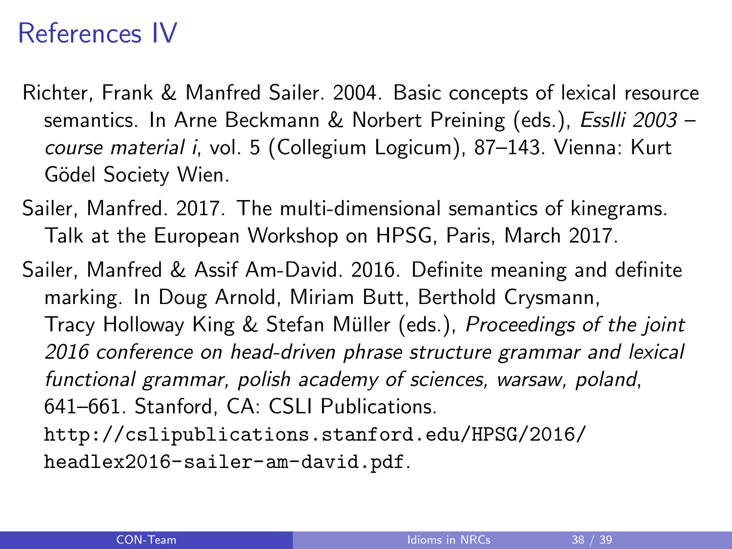# References IV

Richter, Frank & Manfred Sailer. 2004. Basic concepts of lexical resource semantics. In Arne Beckmann & Norbert Preining (eds.), *Esslli 2003 – course material i*, vol. 5 (Collegium Logicum), 87–143. Vienna: Kurt Gödel Society Wien.

Sailer, Manfred. 2017. The multi-dimensional semantics of kinegrams. Talk at the European Workshop on HPSG, Paris, March 2017.

Sailer, Manfred & Assif Am-David. 2016. Definite meaning and definite marking. In Doug Arnold, Miriam Butt, Berthold Crysmann, Tracy Holloway King & Stefan Müller (eds.), *Proceedings of the joint 2016 conference on head-driven phrase structure grammar and lexical functional grammar, polish academy of sciences, warsaw, poland*, 641–661. Stanford, CA: CSLI Publications. `http://cslipublications.stanford.edu/HPSG/2016/headlex2016-sailer-am-david.pdf`.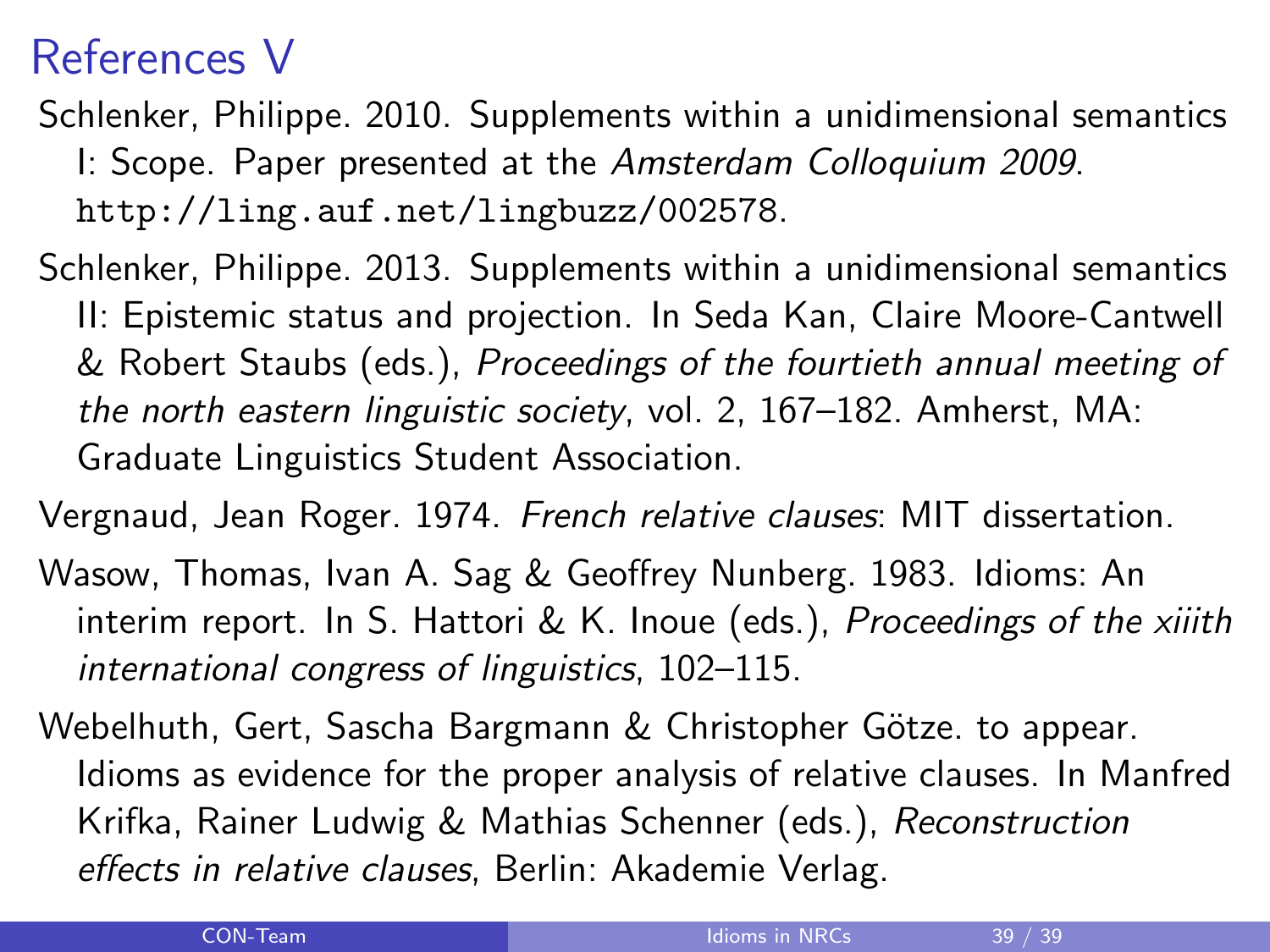# References V

Schlenker, Philippe. 2010. Supplements within a unidimensional semantics I: Scope. Paper presented at the *Amsterdam Colloquium 2009*. http://ling.auf.net/lingbuzz/002578.

Schlenker, Philippe. 2013. Supplements within a unidimensional semantics II: Epistemic status and projection. In Seda Kan, Claire Moore-Cantwell & Robert Staubs (eds.), *Proceedings of the fourtieth annual meeting of the north eastern linguistic society*, vol. 2, 167–182. Amherst, MA: Graduate Linguistics Student Association.

Vergnaud, Jean Roger. 1974. *French relative clauses*: MIT dissertation.

Wasow, Thomas, Ivan A. Sag & Geoffrey Nunberg. 1983. Idioms: An interim report. In S. Hattori & K. Inoue (eds.), *Proceedings of the xiiith international congress of linguistics*, 102–115.

Webelhuth, Gert, Sascha Bargmann & Christopher Götze. to appear. Idioms as evidence for the proper analysis of relative clauses. In Manfred Krifka, Rainer Ludwig & Mathias Schenner (eds.), *Reconstruction effects in relative clauses*, Berlin: Akademie Verlag.